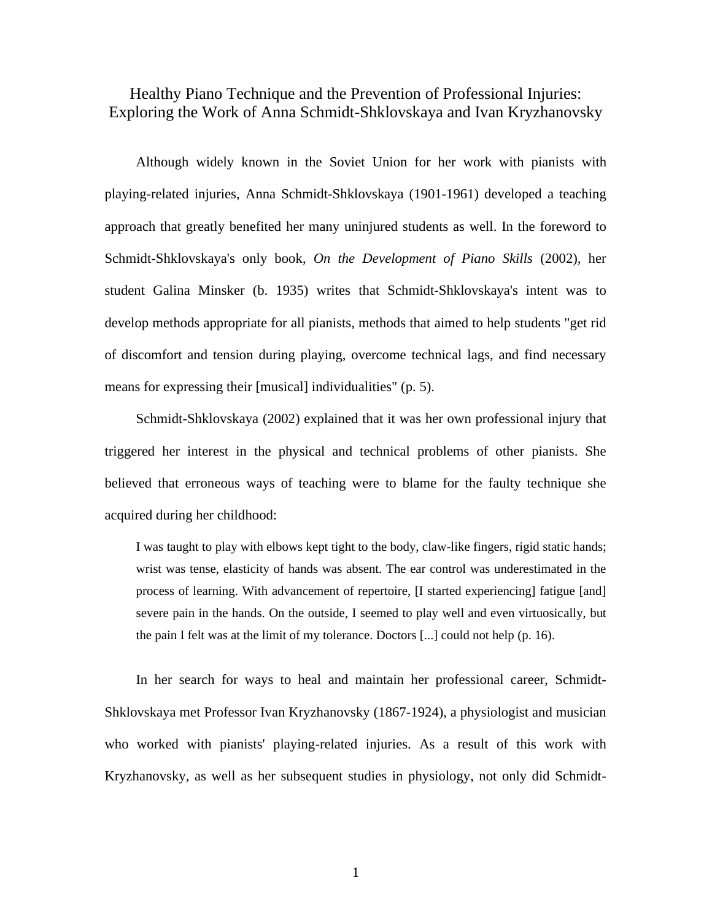# Healthy Piano Technique and the Prevention of Professional Injuries: Exploring the Work of Anna Schmidt-Shklovskaya and Ivan Kryzhanovsky

Although widely known in the Soviet Union for her work with pianists with playing-related injuries, Anna Schmidt-Shklovskaya (1901-1961) developed a teaching approach that greatly benefited her many uninjured students as well. In the foreword to Schmidt-Shklovskaya's only book, *On the Development of Piano Skills* (2002), her student Galina Minsker (b. 1935) writes that Schmidt-Shklovskaya's intent was to develop methods appropriate for all pianists, methods that aimed to help students "get rid of discomfort and tension during playing, overcome technical lags, and find necessary means for expressing their [musical] individualities" (p. 5).

Schmidt-Shklovskaya (2002) explained that it was her own professional injury that triggered her interest in the physical and technical problems of other pianists. She believed that erroneous ways of teaching were to blame for the faulty technique she acquired during her childhood:

> I was taught to play with elbows kept tight to the body, claw-like fingers, rigid static hands; wrist was tense, elasticity of hands was absent. The ear control was underestimated in the process of learning. With advancement of repertoire, [I started experiencing] fatigue [and] severe pain in the hands. On the outside, I seemed to play well and even virtuosically, but the pain I felt was at the limit of my tolerance. Doctors [...] could not help (p. 16).

In her search for ways to heal and maintain her professional career, Schmidt-Shklovskaya met Professor Ivan Kryzhanovsky (1867-1924), a physiologist and musician who worked with pianists' playing-related injuries. As a result of this work with Kryzhanovsky, as well as her subsequent studies in physiology, not only did Schmidt-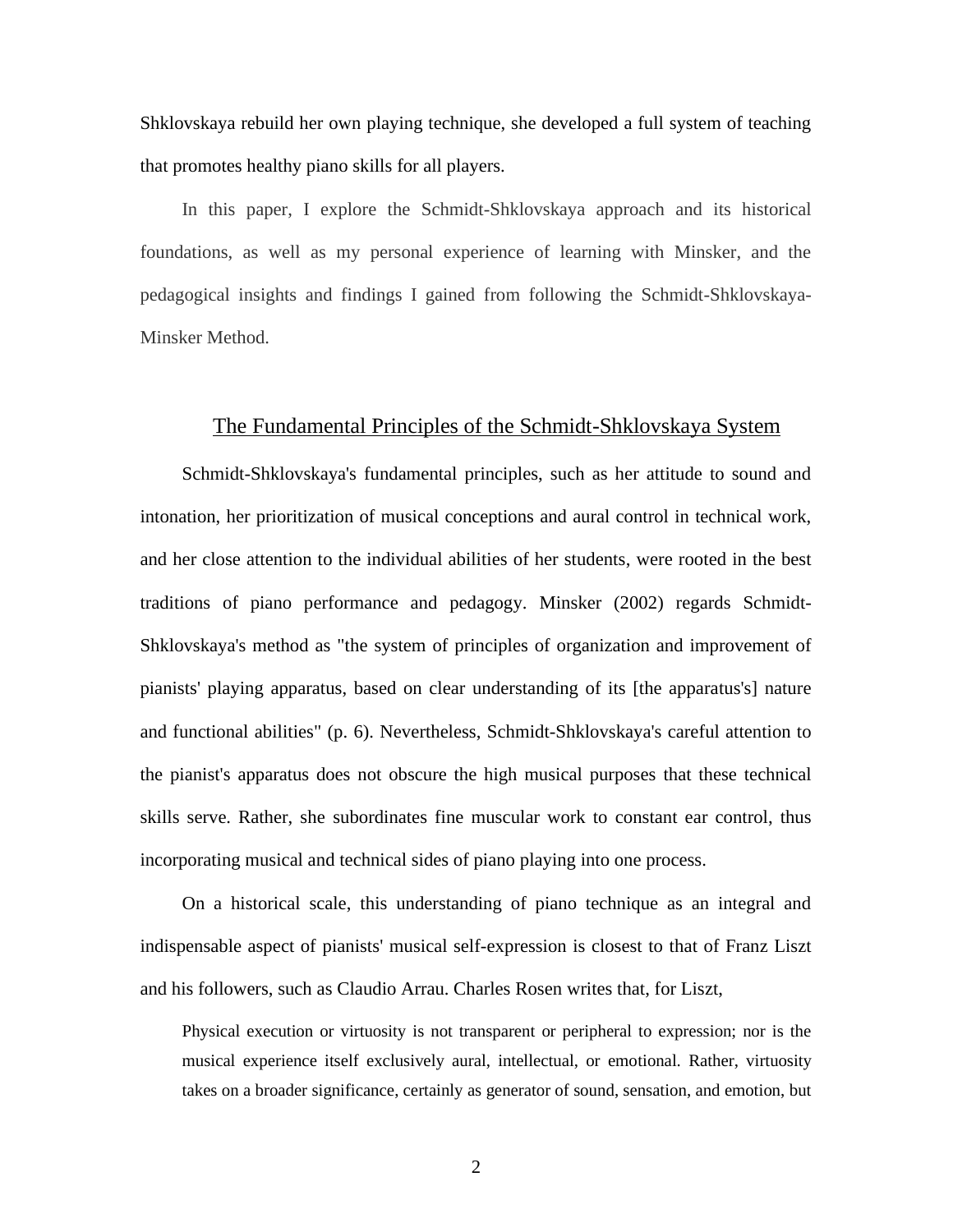Shklovskaya rebuild her own playing technique, she developed a full system of teaching that promotes healthy piano skills for all players.

In this paper, I explore the Schmidt-Shklovskaya approach and its historical foundations, as well as my personal experience of learning with Minsker, and the pedagogical insights and findings I gained from following the Schmidt-Shklovskaya-Minsker Method.

## The Fundamental Principles of the Schmidt-Shklovskaya System

Schmidt-Shklovskaya's fundamental principles, such as her attitude to sound and intonation, her prioritization of musical conceptions and aural control in technical work, and her close attention to the individual abilities of her students, were rooted in the best traditions of piano performance and pedagogy. Minsker (2002) regards Schmidt-Shklovskaya's method as "the system of principles of organization and improvement of pianists' playing apparatus, based on clear understanding of its [the apparatus's] nature and functional abilities" (p. 6). Nevertheless, Schmidt-Shklovskaya's careful attention to the pianist's apparatus does not obscure the high musical purposes that these technical skills serve. Rather, she subordinates fine muscular work to constant ear control, thus incorporating musical and technical sides of piano playing into one process.

On a historical scale, this understanding of piano technique as an integral and indispensable aspect of pianists' musical self-expression is closest to that of Franz Liszt and his followers, such as Claudio Arrau. Charles Rosen writes that, for Liszt,

> Physical execution or virtuosity is not transparent or peripheral to expression; nor is the musical experience itself exclusively aural, intellectual, or emotional. Rather, virtuosity takes on a broader significance, certainly as generator of sound, sensation, and emotion, but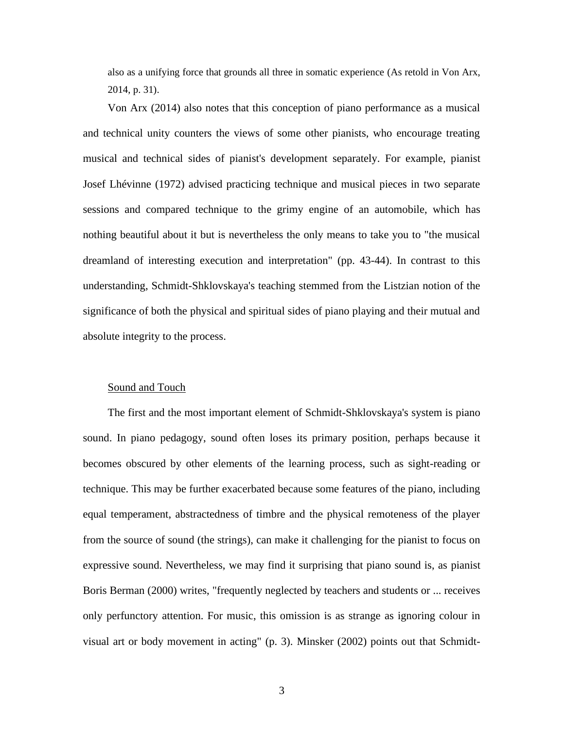also as a unifying force that grounds all three in somatic experience (As retold in Von Arx, 2014, p. 31).

Von Arx (2014) also notes that this conception of piano performance as a musical and technical unity counters the views of some other pianists, who encourage treating musical and technical sides of pianist's development separately. For example, pianist Josef Lhévinne (1972) advised practicing technique and musical pieces in two separate sessions and compared technique to the grimy engine of an automobile, which has nothing beautiful about it but is nevertheless the only means to take you to "the musical dreamland of interesting execution and interpretation" (pp. 43-44). In contrast to this understanding, Schmidt-Shklovskaya's teaching stemmed from the Listzian notion of the significance of both the physical and spiritual sides of piano playing and their mutual and absolute integrity to the process.

## Sound and Touch

The first and the most important element of Schmidt-Shklovskaya's system is piano sound. In piano pedagogy, sound often loses its primary position, perhaps because it becomes obscured by other elements of the learning process, such as sight-reading or technique. This may be further exacerbated because some features of the piano, including equal temperament, abstractedness of timbre and the physical remoteness of the player from the source of sound (the strings), can make it challenging for the pianist to focus on expressive sound. Nevertheless, we may find it surprising that piano sound is, as pianist Boris Berman (2000) writes, "frequently neglected by teachers and students or ... receives only perfunctory attention. For music, this omission is as strange as ignoring colour in visual art or body movement in acting" (p. 3). Minsker (2002) points out that Schmidt-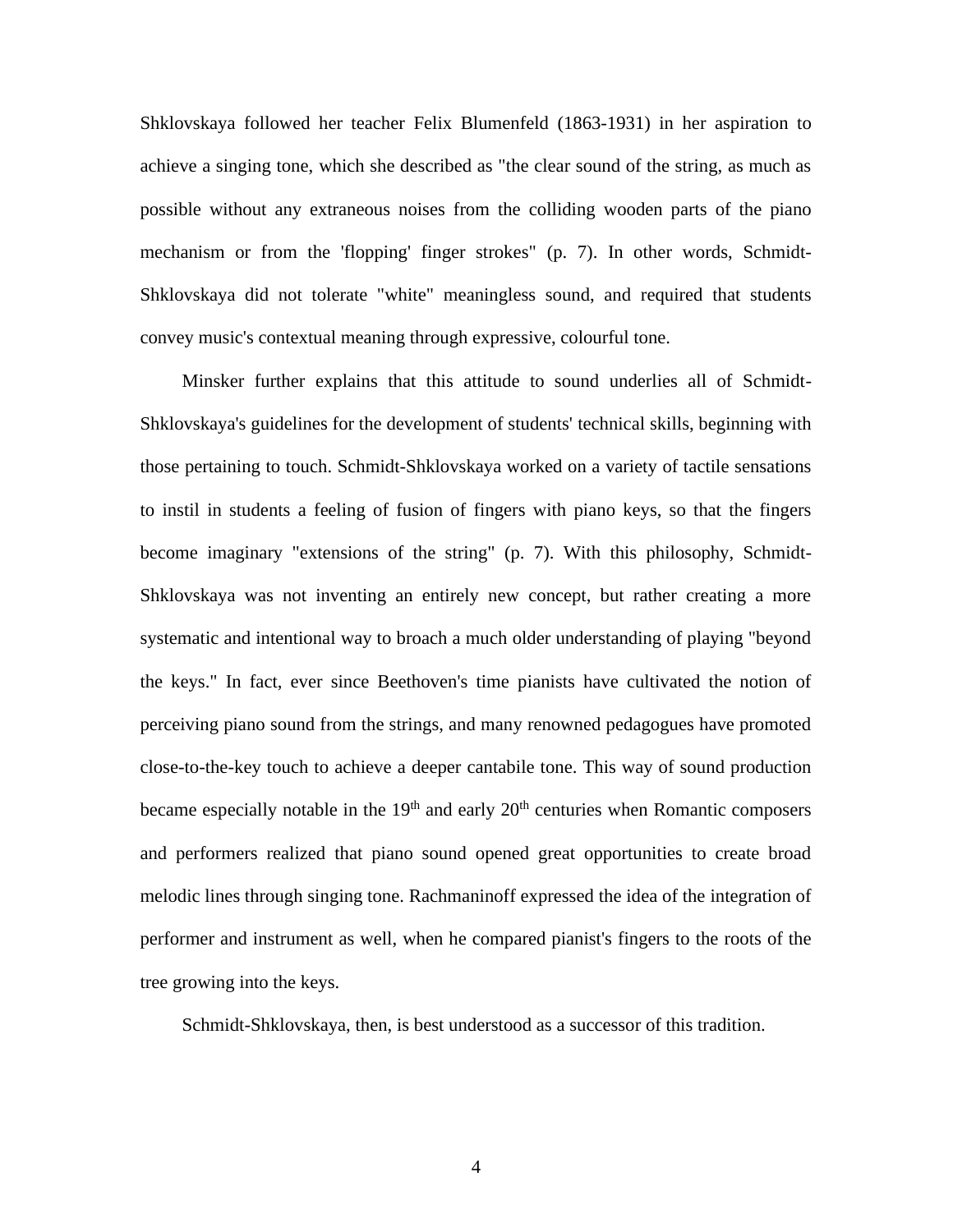Shklovskaya followed her teacher Felix Blumenfeld (1863-1931) in her aspiration to achieve a singing tone, which she described as "the clear sound of the string, as much as possible without any extraneous noises from the colliding wooden parts of the piano mechanism or from the 'flopping' finger strokes" (p. 7). In other words, Schmidt-Shklovskaya did not tolerate "white" meaningless sound, and required that students convey music's contextual meaning through expressive, colourful tone.

Minsker further explains that this attitude to sound underlies all of Schmidt-Shklovskaya's guidelines for the development of students' technical skills, beginning with those pertaining to touch. Schmidt-Shklovskaya worked on a variety of tactile sensations to instil in students a feeling of fusion of fingers with piano keys, so that the fingers become imaginary "extensions of the string" (p. 7). With this philosophy, Schmidt-Shklovskaya was not inventing an entirely new concept, but rather creating a more systematic and intentional way to broach a much older understanding of playing "beyond the keys." In fact, ever since Beethoven's time pianists have cultivated the notion of perceiving piano sound from the strings, and many renowned pedagogues have promoted close-to-the-key touch to achieve a deeper cantabile tone. This way of sound production became especially notable in the 19th and early 20th centuries when Romantic composers and performers realized that piano sound opened great opportunities to create broad melodic lines through singing tone. Rachmaninoff expressed the idea of the integration of performer and instrument as well, when he compared pianist's fingers to the roots of the tree growing into the keys.

Schmidt-Shklovskaya, then, is best understood as a successor of this tradition.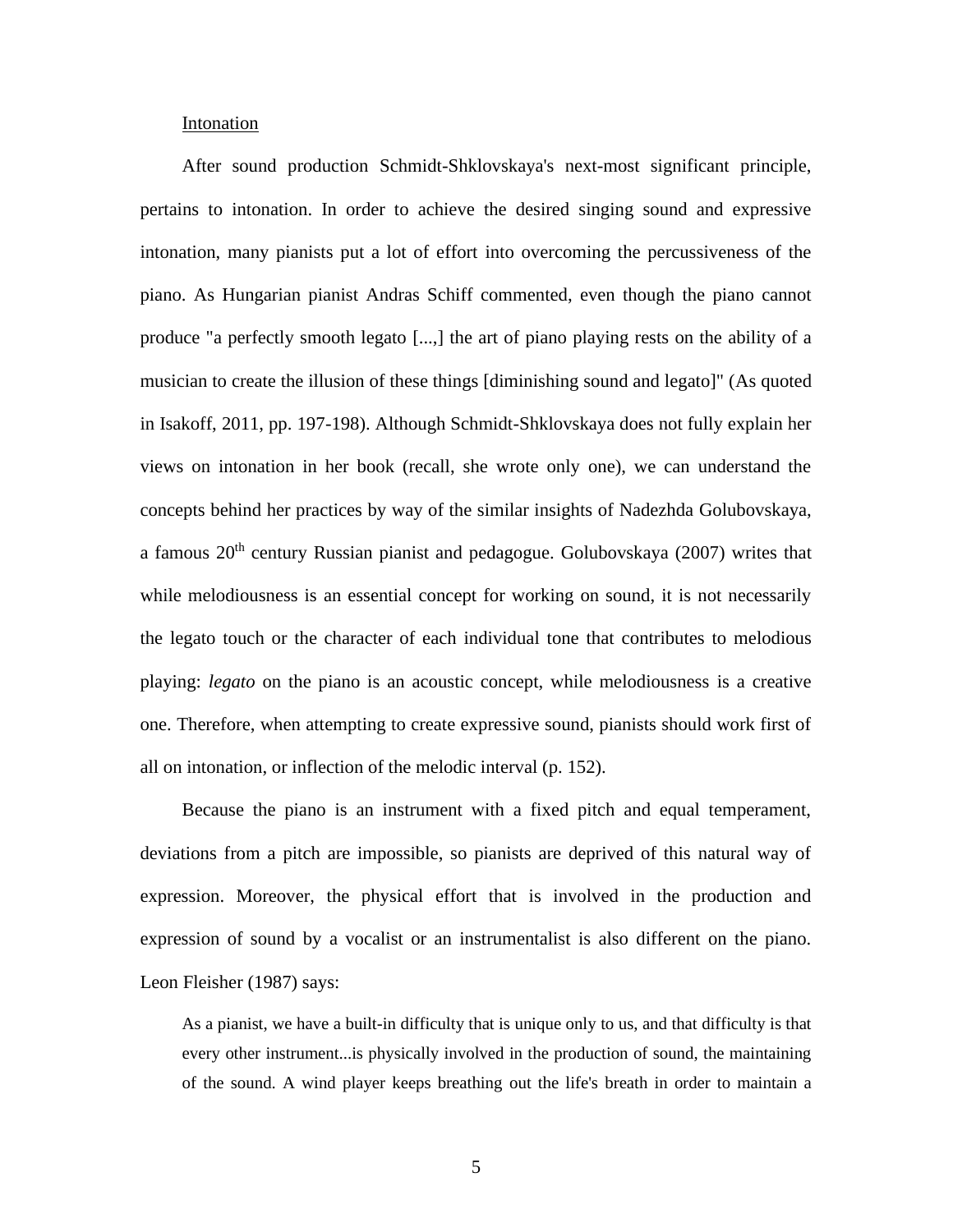Intonation

After sound production Schmidt-Shklovskaya's next-most significant principle, pertains to intonation. In order to achieve the desired singing sound and expressive intonation, many pianists put a lot of effort into overcoming the percussiveness of the piano. As Hungarian pianist Andras Schiff commented, even though the piano cannot produce "a perfectly smooth legato [...,] the art of piano playing rests on the ability of a musician to create the illusion of these things [diminishing sound and legato]" (As quoted in Isakoff, 2011, pp. 197-198). Although Schmidt-Shklovskaya does not fully explain her views on intonation in her book (recall, she wrote only one), we can understand the concepts behind her practices by way of the similar insights of Nadezhda Golubovskaya, a famous 20th century Russian pianist and pedagogue. Golubovskaya (2007) writes that while melodiousness is an essential concept for working on sound, it is not necessarily the legato touch or the character of each individual tone that contributes to melodious playing: *legato* on the piano is an acoustic concept, while melodiousness is a creative one. Therefore, when attempting to create expressive sound, pianists should work first of all on intonation, or inflection of the melodic interval (p. 152).

Because the piano is an instrument with a fixed pitch and equal temperament, deviations from a pitch are impossible, so pianists are deprived of this natural way of expression. Moreover, the physical effort that is involved in the production and expression of sound by a vocalist or an instrumentalist is also different on the piano. Leon Fleisher (1987) says:

> As a pianist, we have a built-in difficulty that is unique only to us, and that difficulty is that every other instrument...is physically involved in the production of sound, the maintaining of the sound. A wind player keeps breathing out the life's breath in order to maintain a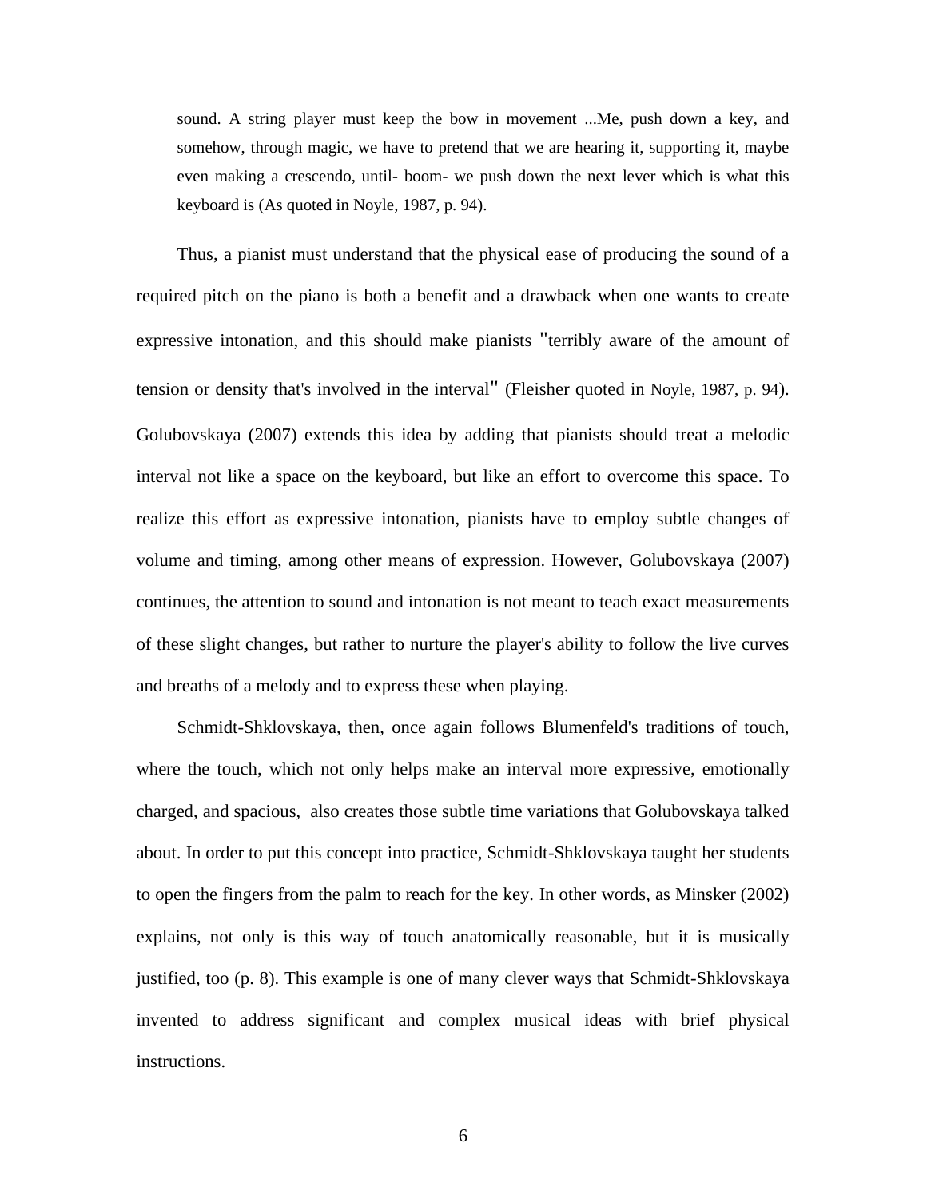> sound. A string player must keep the bow in movement ...Me, push down a key, and somehow, through magic, we have to pretend that we are hearing it, supporting it, maybe even making a crescendo, until- boom- we push down the next lever which is what this keyboard is (As quoted in Noyle, 1987, p. 94).

Thus, a pianist must understand that the physical ease of producing the sound of a required pitch on the piano is both a benefit and a drawback when one wants to create expressive intonation, and this should make pianists "terribly aware of the amount of tension or density that's involved in the interval" (Fleisher quoted in Noyle, 1987, p. 94). Golubovskaya (2007) extends this idea by adding that pianists should treat a melodic interval not like a space on the keyboard, but like an effort to overcome this space. To realize this effort as expressive intonation, pianists have to employ subtle changes of volume and timing, among other means of expression. However, Golubovskaya (2007) continues, the attention to sound and intonation is not meant to teach exact measurements of these slight changes, but rather to nurture the player's ability to follow the live curves and breaths of a melody and to express these when playing.

Schmidt-Shklovskaya, then, once again follows Blumenfeld's traditions of touch, where the touch, which not only helps make an interval more expressive, emotionally charged, and spacious, also creates those subtle time variations that Golubovskaya talked about. In order to put this concept into practice, Schmidt-Shklovskaya taught her students to open the fingers from the palm to reach for the key. In other words, as Minsker (2002) explains, not only is this way of touch anatomically reasonable, but it is musically justified, too (p. 8). This example is one of many clever ways that Schmidt-Shklovskaya invented to address significant and complex musical ideas with brief physical instructions.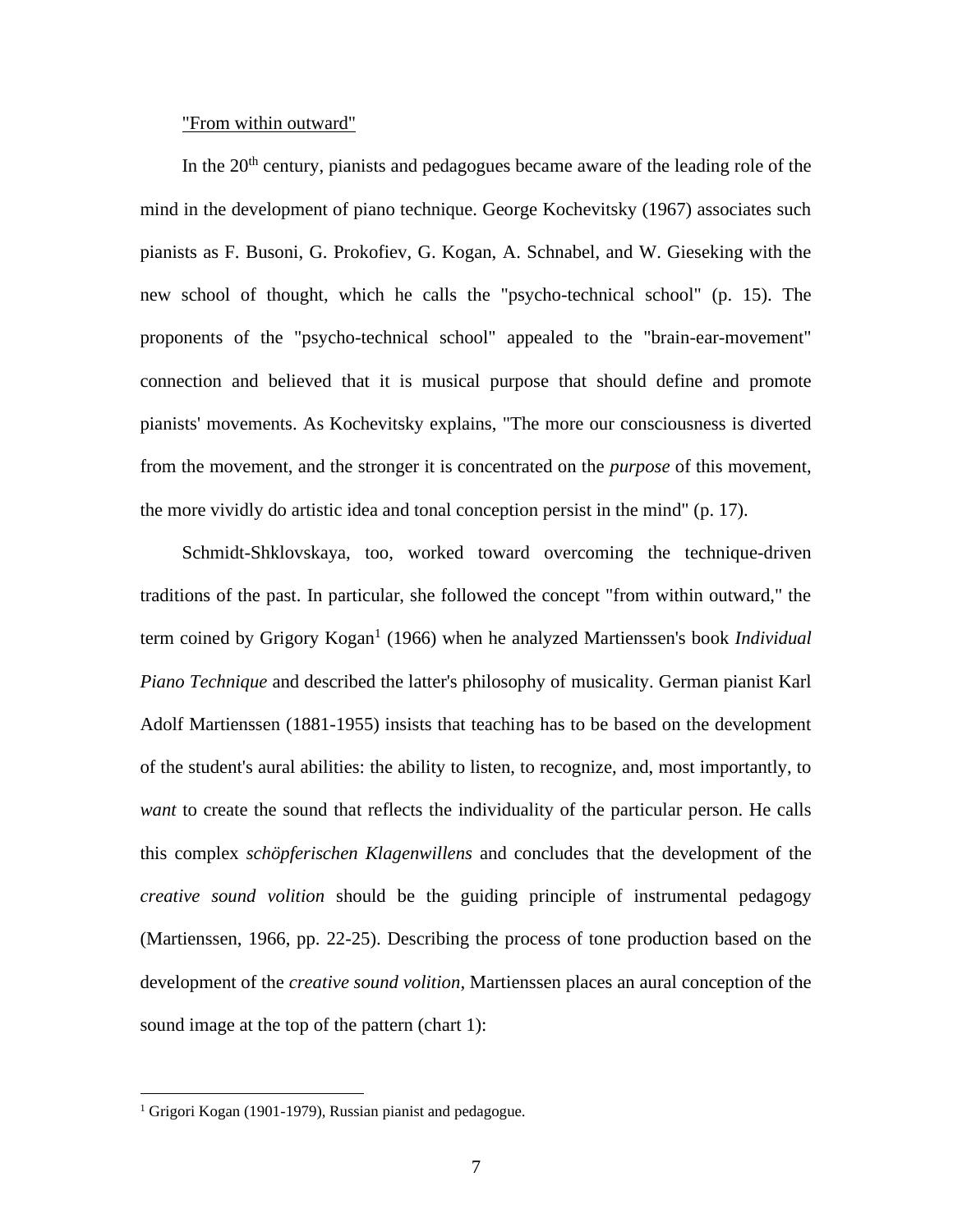"From within outward"

In the 20th century, pianists and pedagogues became aware of the leading role of the mind in the development of piano technique. George Kochevitsky (1967) associates such pianists as F. Busoni, G. Prokofiev, G. Kogan, A. Schnabel, and W. Gieseking with the new school of thought, which he calls the "psycho-technical school" (p. 15). The proponents of the "psycho-technical school" appealed to the "brain-ear-movement" connection and believed that it is musical purpose that should define and promote pianists' movements. As Kochevitsky explains, "The more our consciousness is diverted from the movement, and the stronger it is concentrated on the *purpose* of this movement, the more vividly do artistic idea and tonal conception persist in the mind" (p. 17).

Schmidt-Shklovskaya, too, worked toward overcoming the technique-driven traditions of the past. In particular, she followed the concept "from within outward," the term coined by Grigory Kogan[1] (1966) when he analyzed Martienssen's book *Individual Piano Technique* and described the latter's philosophy of musicality. German pianist Karl Adolf Martienssen (1881-1955) insists that teaching has to be based on the development of the student's aural abilities: the ability to listen, to recognize, and, most importantly, to *want* to create the sound that reflects the individuality of the particular person. He calls this complex *schöpferischen Klagenwillens* and concludes that the development of the *creative sound volition* should be the guiding principle of instrumental pedagogy (Martienssen, 1966, pp. 22-25). Describing the process of tone production based on the development of the *creative sound volition*, Martienssen places an aural conception of the sound image at the top of the pattern (chart 1):

[1] Grigori Kogan (1901-1979), Russian pianist and pedagogue.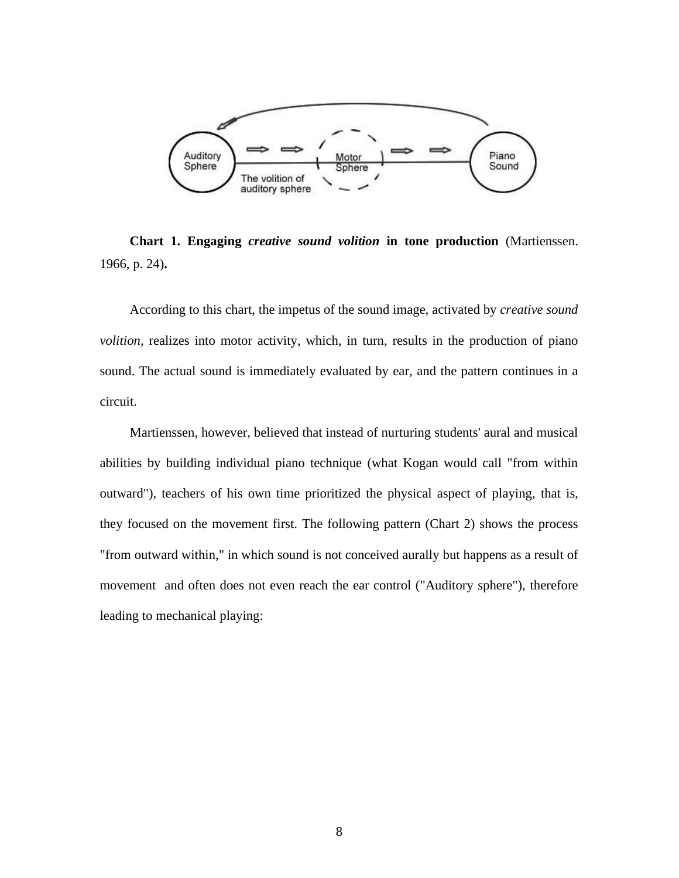**Chart 1. Engaging *creative sound volition* in tone production** (Martienssen. 1966, p. 24)**.**

According to this chart, the impetus of the sound image, activated by *creative sound volition,* realizes into motor activity, which, in turn, results in the production of piano sound. The actual sound is immediately evaluated by ear, and the pattern continues in a circuit.

Martienssen, however, believed that instead of nurturing students' aural and musical abilities by building individual piano technique (what Kogan would call "from within outward"), teachers of his own time prioritized the physical aspect of playing, that is, they focused on the movement first. The following pattern (Chart 2) shows the process "from outward within," in which sound is not conceived aurally but happens as a result of movement and often does not even reach the ear control ("Auditory sphere"), therefore leading to mechanical playing: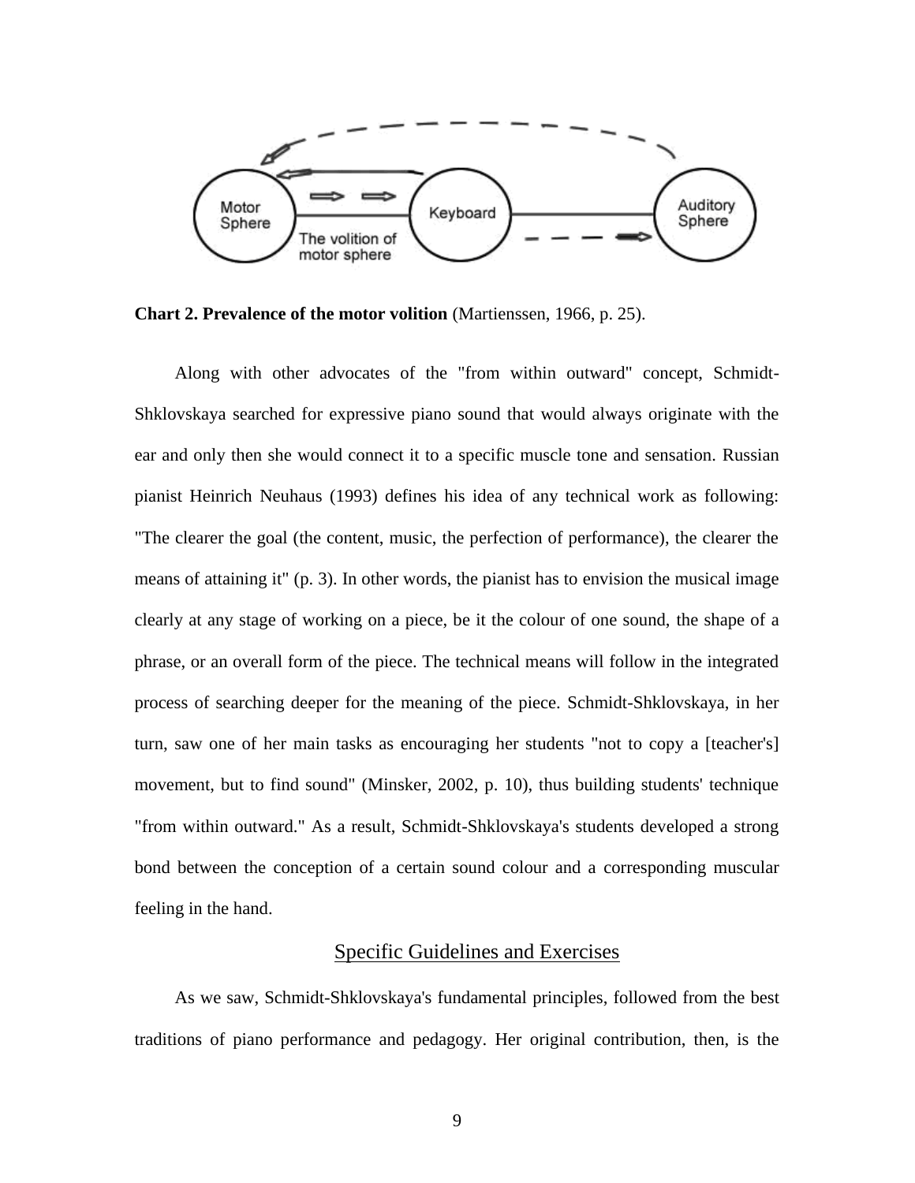**Chart 2. Prevalence of the motor volition** (Martienssen, 1966, p. 25).

Along with other advocates of the "from within outward" concept, Schmidt-Shklovskaya searched for expressive piano sound that would always originate with the ear and only then she would connect it to a specific muscle tone and sensation. Russian pianist Heinrich Neuhaus (1993) defines his idea of any technical work as following: "The clearer the goal (the content, music, the perfection of performance), the clearer the means of attaining it" (p. 3). In other words, the pianist has to envision the musical image clearly at any stage of working on a piece, be it the colour of one sound, the shape of a phrase, or an overall form of the piece. The technical means will follow in the integrated process of searching deeper for the meaning of the piece. Schmidt-Shklovskaya, in her turn, saw one of her main tasks as encouraging her students "not to copy a [teacher's] movement, but to find sound" (Minsker, 2002, p. 10), thus building students' technique "from within outward." As a result, Schmidt-Shklovskaya's students developed a strong bond between the conception of a certain sound colour and a corresponding muscular feeling in the hand.

## Specific Guidelines and Exercises

As we saw, Schmidt-Shklovskaya's fundamental principles, followed from the best traditions of piano performance and pedagogy. Her original contribution, then, is the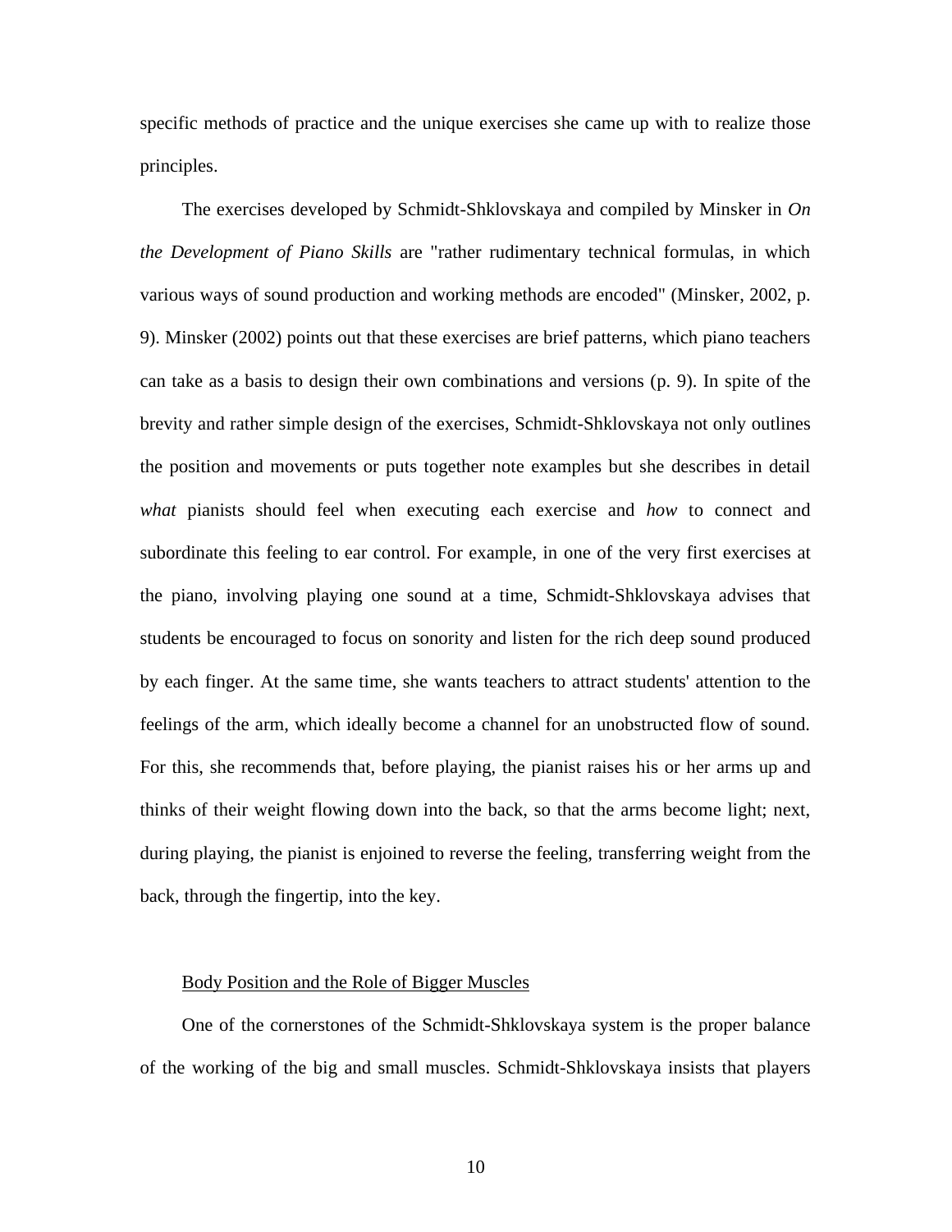specific methods of practice and the unique exercises she came up with to realize those principles.

The exercises developed by Schmidt-Shklovskaya and compiled by Minsker in *On the Development of Piano Skills* are "rather rudimentary technical formulas, in which various ways of sound production and working methods are encoded" (Minsker, 2002, p. 9). Minsker (2002) points out that these exercises are brief patterns, which piano teachers can take as a basis to design their own combinations and versions (p. 9). In spite of the brevity and rather simple design of the exercises, Schmidt-Shklovskaya not only outlines the position and movements or puts together note examples but she describes in detail *what* pianists should feel when executing each exercise and *how* to connect and subordinate this feeling to ear control. For example, in one of the very first exercises at the piano, involving playing one sound at a time, Schmidt-Shklovskaya advises that students be encouraged to focus on sonority and listen for the rich deep sound produced by each finger. At the same time, she wants teachers to attract students' attention to the feelings of the arm, which ideally become a channel for an unobstructed flow of sound. For this, she recommends that, before playing, the pianist raises his or her arms up and thinks of their weight flowing down into the back, so that the arms become light; next, during playing, the pianist is enjoined to reverse the feeling, transferring weight from the back, through the fingertip, into the key.

## Body Position and the Role of Bigger Muscles

One of the cornerstones of the Schmidt-Shklovskaya system is the proper balance of the working of the big and small muscles. Schmidt-Shklovskaya insists that players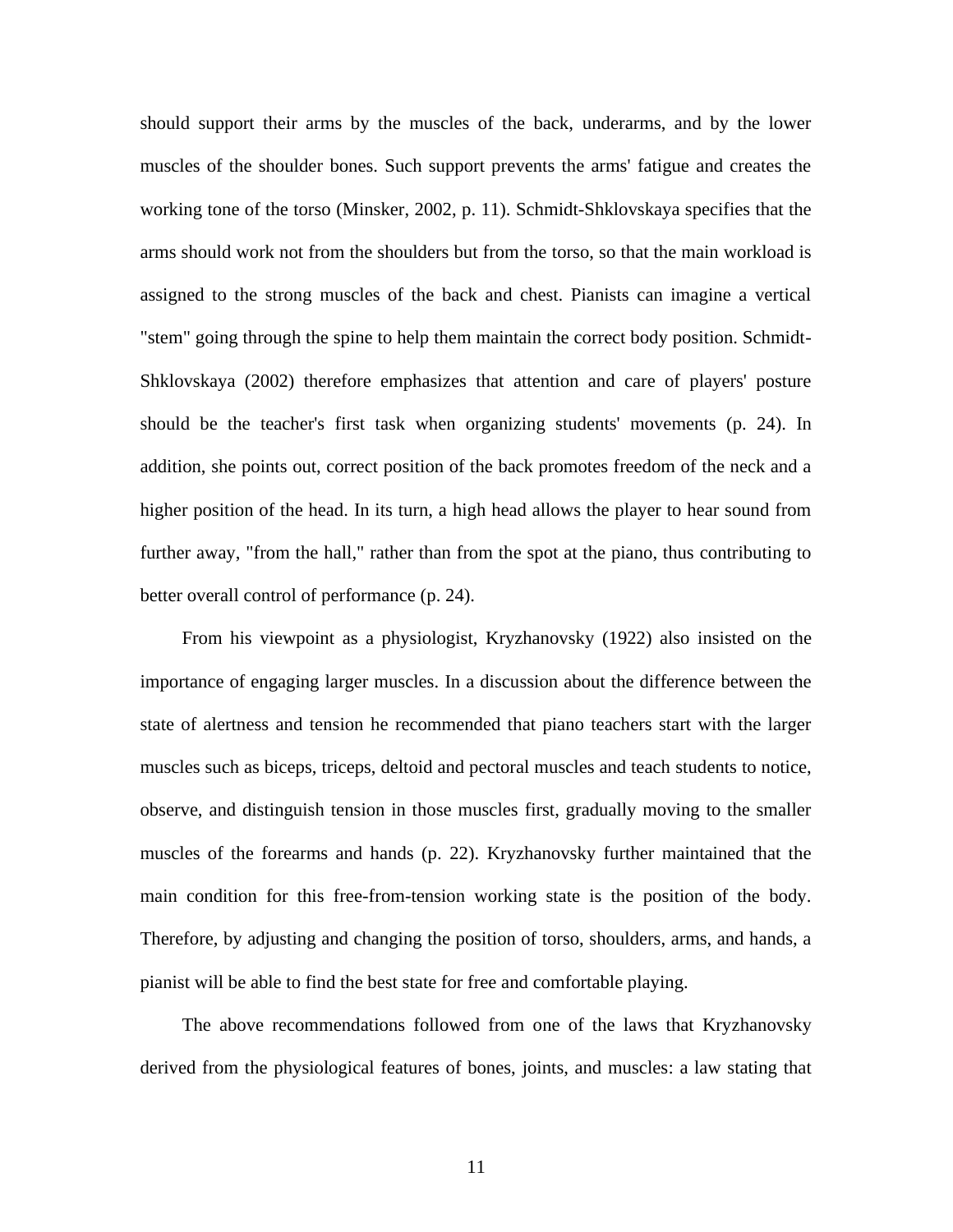should support their arms by the muscles of the back, underarms, and by the lower muscles of the shoulder bones. Such support prevents the arms' fatigue and creates the working tone of the torso (Minsker, 2002, p. 11). Schmidt-Shklovskaya specifies that the arms should work not from the shoulders but from the torso, so that the main workload is assigned to the strong muscles of the back and chest. Pianists can imagine a vertical "stem" going through the spine to help them maintain the correct body position. Schmidt-Shklovskaya (2002) therefore emphasizes that attention and care of players' posture should be the teacher's first task when organizing students' movements (p. 24). In addition, she points out, correct position of the back promotes freedom of the neck and a higher position of the head. In its turn, a high head allows the player to hear sound from further away, "from the hall," rather than from the spot at the piano, thus contributing to better overall control of performance (p. 24).

From his viewpoint as a physiologist, Kryzhanovsky (1922) also insisted on the importance of engaging larger muscles. In a discussion about the difference between the state of alertness and tension he recommended that piano teachers start with the larger muscles such as biceps, triceps, deltoid and pectoral muscles and teach students to notice, observe, and distinguish tension in those muscles first, gradually moving to the smaller muscles of the forearms and hands (p. 22). Kryzhanovsky further maintained that the main condition for this free-from-tension working state is the position of the body. Therefore, by adjusting and changing the position of torso, shoulders, arms, and hands, a pianist will be able to find the best state for free and comfortable playing.

The above recommendations followed from one of the laws that Kryzhanovsky derived from the physiological features of bones, joints, and muscles: a law stating that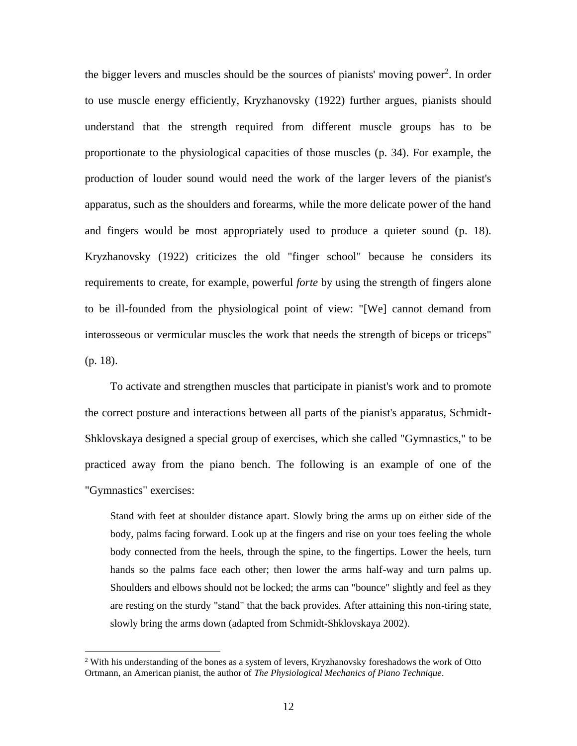the bigger levers and muscles should be the sources of pianists' moving power[2]. In order to use muscle energy efficiently, Kryzhanovsky (1922) further argues, pianists should understand that the strength required from different muscle groups has to be proportionate to the physiological capacities of those muscles (p. 34). For example, the production of louder sound would need the work of the larger levers of the pianist's apparatus, such as the shoulders and forearms, while the more delicate power of the hand and fingers would be most appropriately used to produce a quieter sound (p. 18). Kryzhanovsky (1922) criticizes the old "finger school" because he considers its requirements to create, for example, powerful *forte* by using the strength of fingers alone to be ill-founded from the physiological point of view: "[We] cannot demand from interosseous or vermicular muscles the work that needs the strength of biceps or triceps" (p. 18).

To activate and strengthen muscles that participate in pianist's work and to promote the correct posture and interactions between all parts of the pianist's apparatus, Schmidt-Shklovskaya designed a special group of exercises, which she called "Gymnastics," to be practiced away from the piano bench. The following is an example of one of the "Gymnastics" exercises:

> Stand with feet at shoulder distance apart. Slowly bring the arms up on either side of the body, palms facing forward. Look up at the fingers and rise on your toes feeling the whole body connected from the heels, through the spine, to the fingertips. Lower the heels, turn hands so the palms face each other; then lower the arms half-way and turn palms up. Shoulders and elbows should not be locked; the arms can "bounce" slightly and feel as they are resting on the sturdy "stand" that the back provides. After attaining this non-tiring state, slowly bring the arms down (adapted from Schmidt-Shklovskaya 2002).

---

[2] With his understanding of the bones as a system of levers, Kryzhanovsky foreshadows the work of Otto Ortmann, an American pianist, the author of *The Physiological Mechanics of Piano Technique*.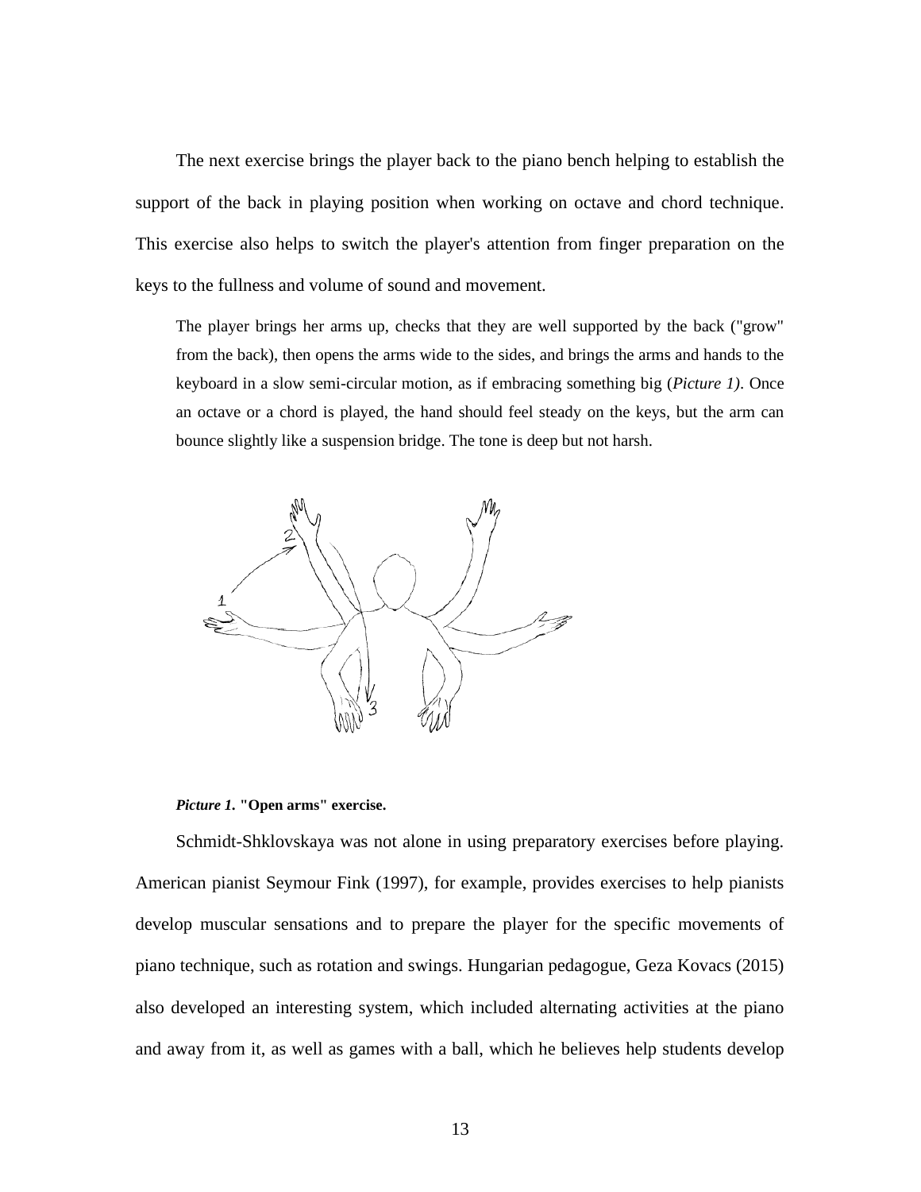The next exercise brings the player back to the piano bench helping to establish the support of the back in playing position when working on octave and chord technique. This exercise also helps to switch the player's attention from finger preparation on the keys to the fullness and volume of sound and movement.

> The player brings her arms up, checks that they are well supported by the back ("grow" from the back), then opens the arms wide to the sides, and brings the arms and hands to the keyboard in a slow semi-circular motion, as if embracing something big (*Picture 1)*. Once an octave or a chord is played, the hand should feel steady on the keys, but the arm can bounce slightly like a suspension bridge. The tone is deep but not harsh.

***Picture 1.*** **"Open arms" exercise.**

Schmidt-Shklovskaya was not alone in using preparatory exercises before playing. American pianist Seymour Fink (1997), for example, provides exercises to help pianists develop muscular sensations and to prepare the player for the specific movements of piano technique, such as rotation and swings. Hungarian pedagogue, Geza Kovacs (2015) also developed an interesting system, which included alternating activities at the piano and away from it, as well as games with a ball, which he believes help students develop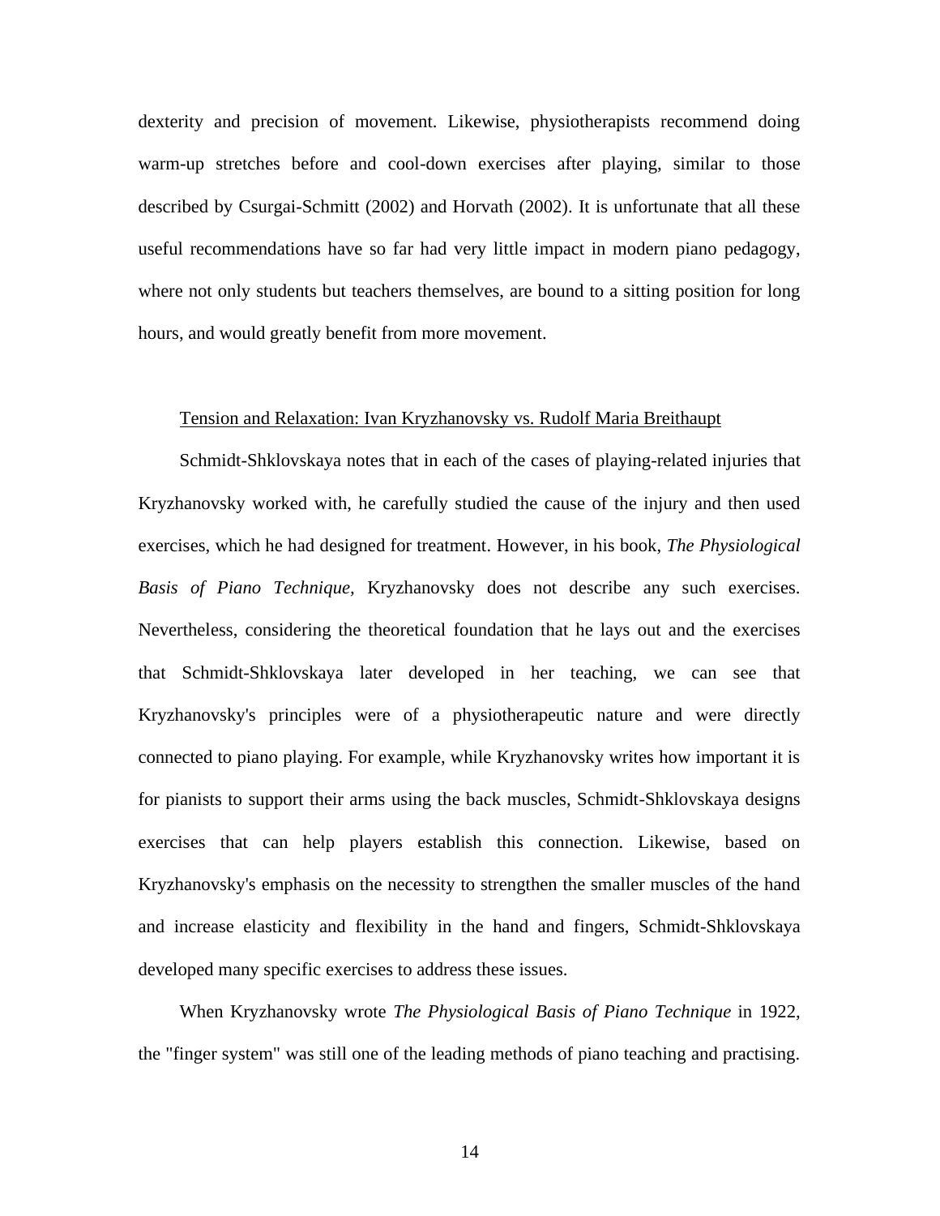dexterity and precision of movement. Likewise, physiotherapists recommend doing warm-up stretches before and cool-down exercises after playing, similar to those described by Csurgai-Schmitt (2002) and Horvath (2002). It is unfortunate that all these useful recommendations have so far had very little impact in modern piano pedagogy, where not only students but teachers themselves, are bound to a sitting position for long hours, and would greatly benefit from more movement.

### Tension and Relaxation: Ivan Kryzhanovsky vs. Rudolf Maria Breithaupt

Schmidt-Shklovskaya notes that in each of the cases of playing-related injuries that Kryzhanovsky worked with, he carefully studied the cause of the injury and then used exercises, which he had designed for treatment. However, in his book, *The Physiological Basis of Piano Technique*, Kryzhanovsky does not describe any such exercises. Nevertheless, considering the theoretical foundation that he lays out and the exercises that Schmidt-Shklovskaya later developed in her teaching, we can see that Kryzhanovsky's principles were of a physiotherapeutic nature and were directly connected to piano playing. For example, while Kryzhanovsky writes how important it is for pianists to support their arms using the back muscles, Schmidt-Shklovskaya designs exercises that can help players establish this connection. Likewise, based on Kryzhanovsky's emphasis on the necessity to strengthen the smaller muscles of the hand and increase elasticity and flexibility in the hand and fingers, Schmidt-Shklovskaya developed many specific exercises to address these issues.

When Kryzhanovsky wrote *The Physiological Basis of Piano Technique* in 1922, the "finger system" was still one of the leading methods of piano teaching and practising.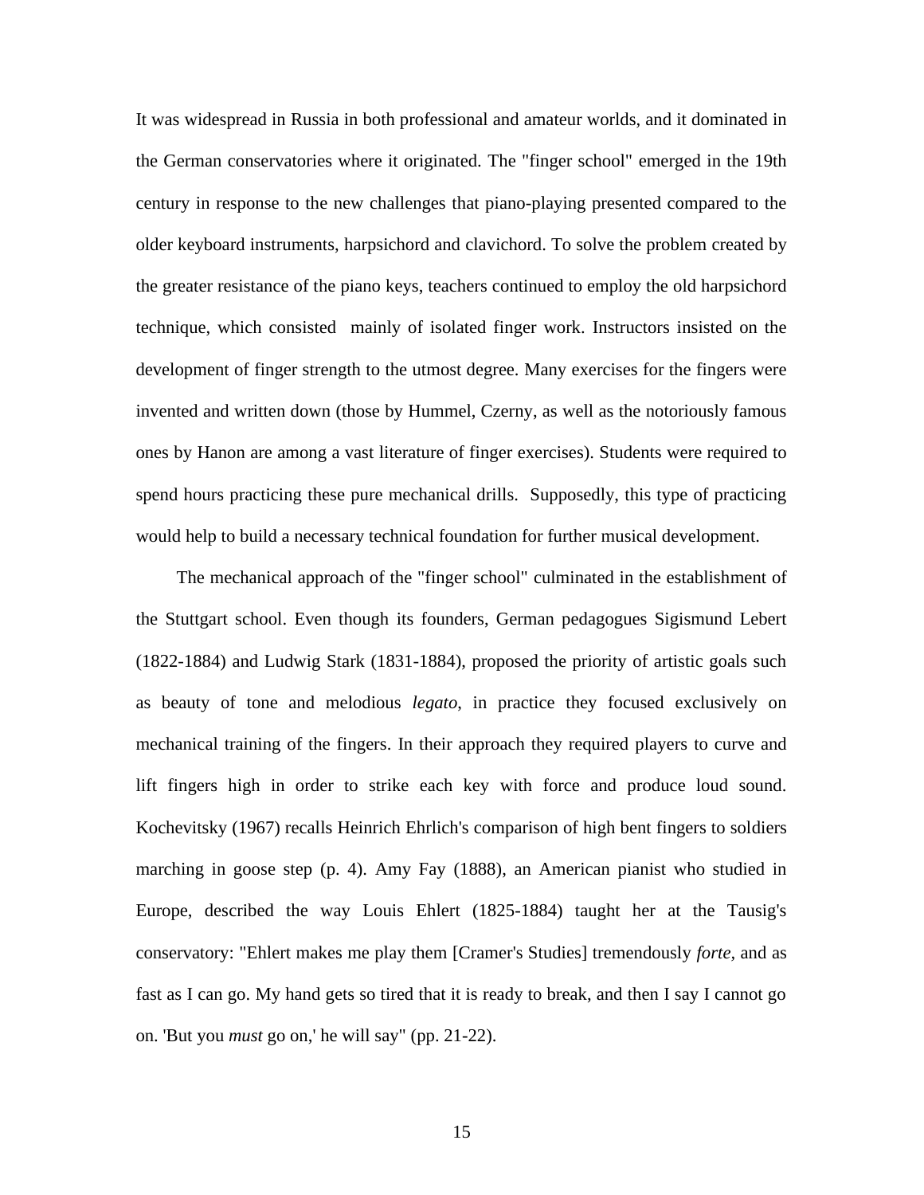It was widespread in Russia in both professional and amateur worlds, and it dominated in the German conservatories where it originated. The "finger school" emerged in the 19th century in response to the new challenges that piano-playing presented compared to the older keyboard instruments, harpsichord and clavichord. To solve the problem created by the greater resistance of the piano keys, teachers continued to employ the old harpsichord technique, which consisted mainly of isolated finger work. Instructors insisted on the development of finger strength to the utmost degree. Many exercises for the fingers were invented and written down (those by Hummel, Czerny, as well as the notoriously famous ones by Hanon are among a vast literature of finger exercises). Students were required to spend hours practicing these pure mechanical drills. Supposedly, this type of practicing would help to build a necessary technical foundation for further musical development.

The mechanical approach of the "finger school" culminated in the establishment of the Stuttgart school. Even though its founders, German pedagogues Sigismund Lebert (1822-1884) and Ludwig Stark (1831-1884), proposed the priority of artistic goals such as beauty of tone and melodious *legato*, in practice they focused exclusively on mechanical training of the fingers. In their approach they required players to curve and lift fingers high in order to strike each key with force and produce loud sound. Kochevitsky (1967) recalls Heinrich Ehrlich's comparison of high bent fingers to soldiers marching in goose step (p. 4). Amy Fay (1888), an American pianist who studied in Europe, described the way Louis Ehlert (1825-1884) taught her at the Tausig's conservatory: "Ehlert makes me play them [Cramer's Studies] tremendously *forte*, and as fast as I can go. My hand gets so tired that it is ready to break, and then I say I cannot go on. 'But you *must* go on,' he will say" (pp. 21-22).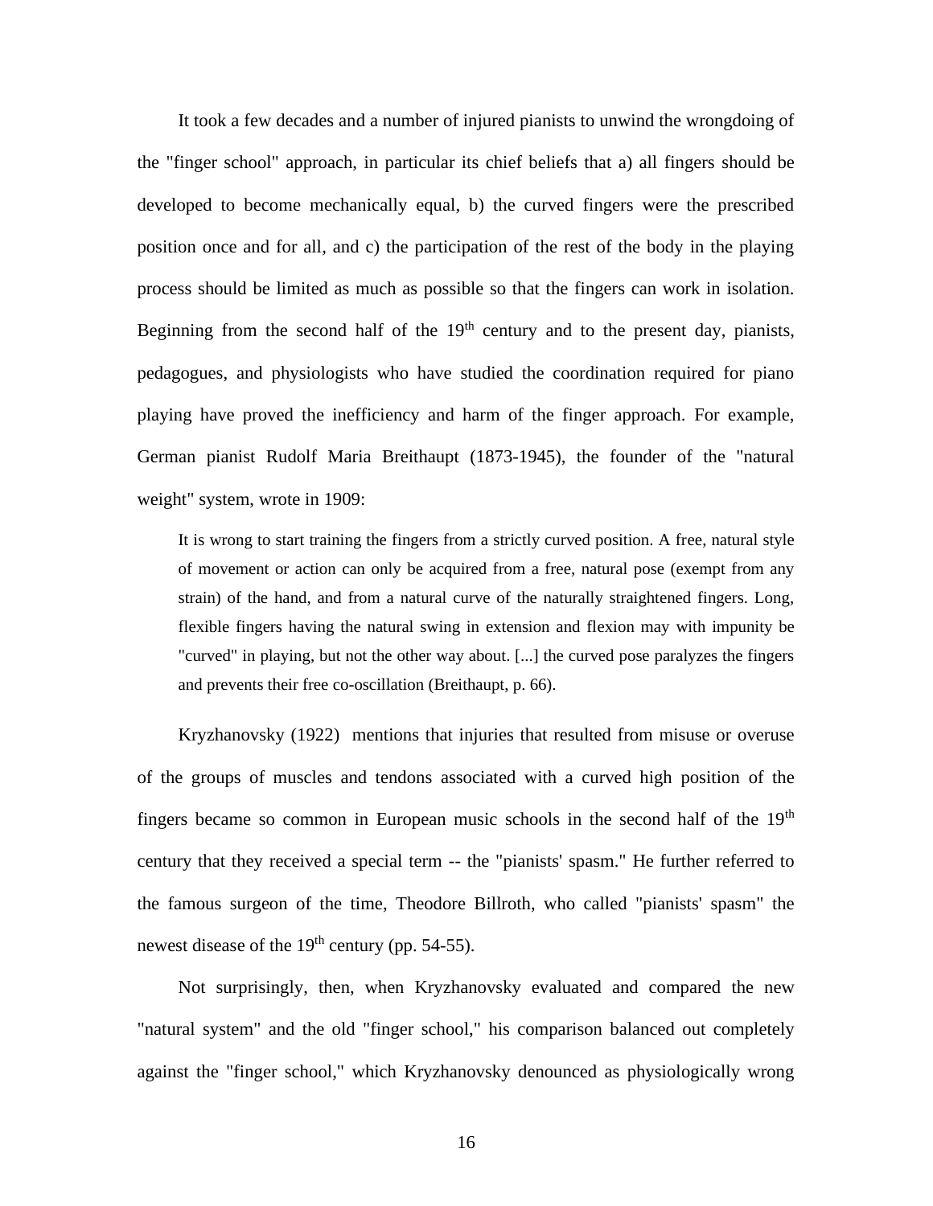It took a few decades and a number of injured pianists to unwind the wrongdoing of the "finger school" approach, in particular its chief beliefs that a) all fingers should be developed to become mechanically equal, b) the curved fingers were the prescribed position once and for all, and c) the participation of the rest of the body in the playing process should be limited as much as possible so that the fingers can work in isolation. Beginning from the second half of the 19th century and to the present day, pianists, pedagogues, and physiologists who have studied the coordination required for piano playing have proved the inefficiency and harm of the finger approach. For example, German pianist Rudolf Maria Breithaupt (1873-1945), the founder of the "natural weight" system, wrote in 1909:

> It is wrong to start training the fingers from a strictly curved position. A free, natural style of movement or action can only be acquired from a free, natural pose (exempt from any strain) of the hand, and from a natural curve of the naturally straightened fingers. Long, flexible fingers having the natural swing in extension and flexion may with impunity be "curved" in playing, but not the other way about. [...] the curved pose paralyzes the fingers and prevents their free co-oscillation (Breithaupt, p. 66).

Kryzhanovsky (1922) mentions that injuries that resulted from misuse or overuse of the groups of muscles and tendons associated with a curved high position of the fingers became so common in European music schools in the second half of the 19th century that they received a special term -- the "pianists' spasm." He further referred to the famous surgeon of the time, Theodore Billroth, who called "pianists' spasm" the newest disease of the 19th century (pp. 54-55).

Not surprisingly, then, when Kryzhanovsky evaluated and compared the new "natural system" and the old "finger school," his comparison balanced out completely against the "finger school," which Kryzhanovsky denounced as physiologically wrong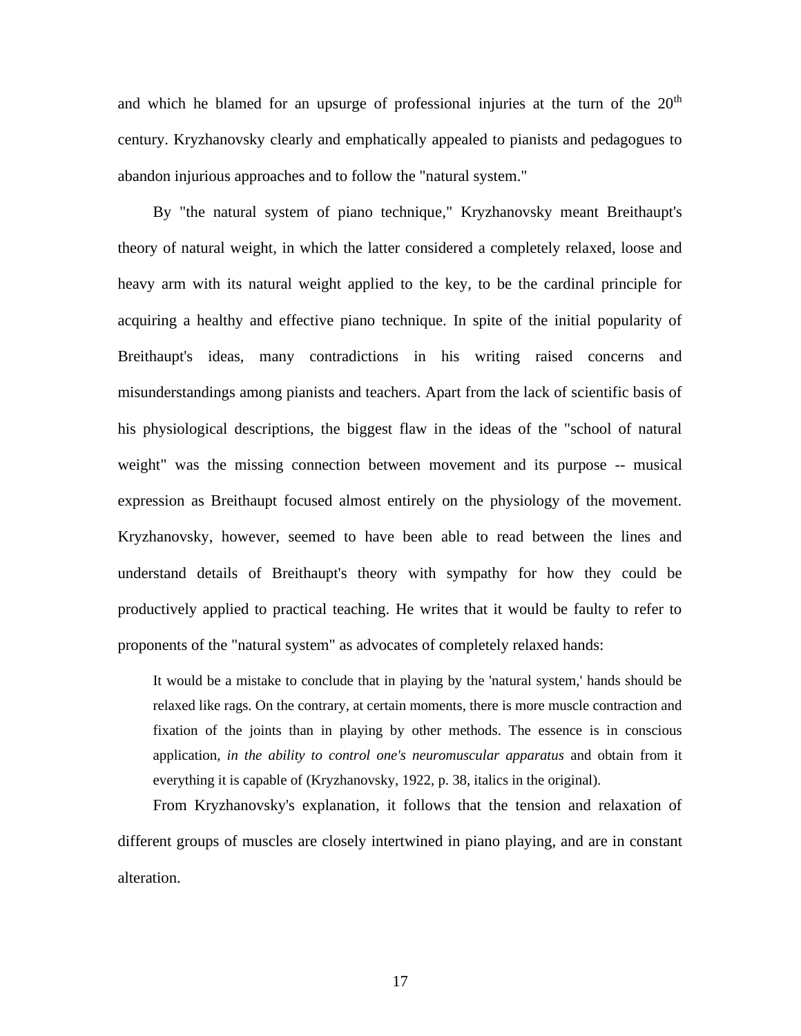and which he blamed for an upsurge of professional injuries at the turn of the 20th century. Kryzhanovsky clearly and emphatically appealed to pianists and pedagogues to abandon injurious approaches and to follow the "natural system."

By "the natural system of piano technique," Kryzhanovsky meant Breithaupt's theory of natural weight, in which the latter considered a completely relaxed, loose and heavy arm with its natural weight applied to the key, to be the cardinal principle for acquiring a healthy and effective piano technique. In spite of the initial popularity of Breithaupt's ideas, many contradictions in his writing raised concerns and misunderstandings among pianists and teachers. Apart from the lack of scientific basis of his physiological descriptions, the biggest flaw in the ideas of the "school of natural weight" was the missing connection between movement and its purpose -- musical expression as Breithaupt focused almost entirely on the physiology of the movement. Kryzhanovsky, however, seemed to have been able to read between the lines and understand details of Breithaupt's theory with sympathy for how they could be productively applied to practical teaching. He writes that it would be faulty to refer to proponents of the "natural system" as advocates of completely relaxed hands:

> It would be a mistake to conclude that in playing by the 'natural system,' hands should be relaxed like rags. On the contrary, at certain moments, there is more muscle contraction and fixation of the joints than in playing by other methods. The essence is in conscious application, *in the ability to control one's neuromuscular apparatus* and obtain from it everything it is capable of (Kryzhanovsky, 1922, p. 38, italics in the original).

From Kryzhanovsky's explanation, it follows that the tension and relaxation of different groups of muscles are closely intertwined in piano playing, and are in constant alteration.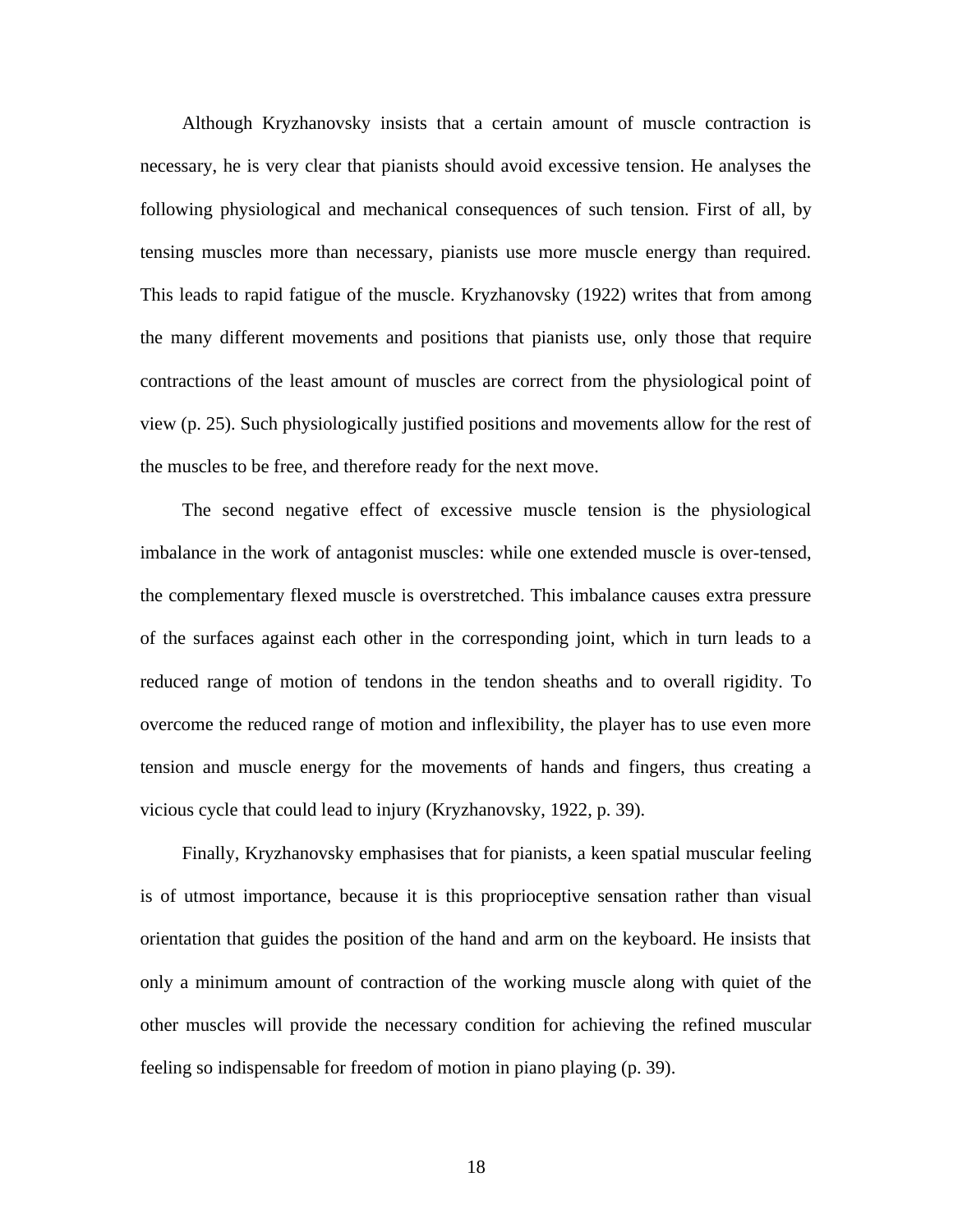Although Kryzhanovsky insists that a certain amount of muscle contraction is necessary, he is very clear that pianists should avoid excessive tension. He analyses the following physiological and mechanical consequences of such tension. First of all, by tensing muscles more than necessary, pianists use more muscle energy than required. This leads to rapid fatigue of the muscle. Kryzhanovsky (1922) writes that from among the many different movements and positions that pianists use, only those that require contractions of the least amount of muscles are correct from the physiological point of view (p. 25). Such physiologically justified positions and movements allow for the rest of the muscles to be free, and therefore ready for the next move.

The second negative effect of excessive muscle tension is the physiological imbalance in the work of antagonist muscles: while one extended muscle is over-tensed, the complementary flexed muscle is overstretched. This imbalance causes extra pressure of the surfaces against each other in the corresponding joint, which in turn leads to a reduced range of motion of tendons in the tendon sheaths and to overall rigidity. To overcome the reduced range of motion and inflexibility, the player has to use even more tension and muscle energy for the movements of hands and fingers, thus creating a vicious cycle that could lead to injury (Kryzhanovsky, 1922, p. 39).

Finally, Kryzhanovsky emphasises that for pianists, a keen spatial muscular feeling is of utmost importance, because it is this proprioceptive sensation rather than visual orientation that guides the position of the hand and arm on the keyboard. He insists that only a minimum amount of contraction of the working muscle along with quiet of the other muscles will provide the necessary condition for achieving the refined muscular feeling so indispensable for freedom of motion in piano playing (p. 39).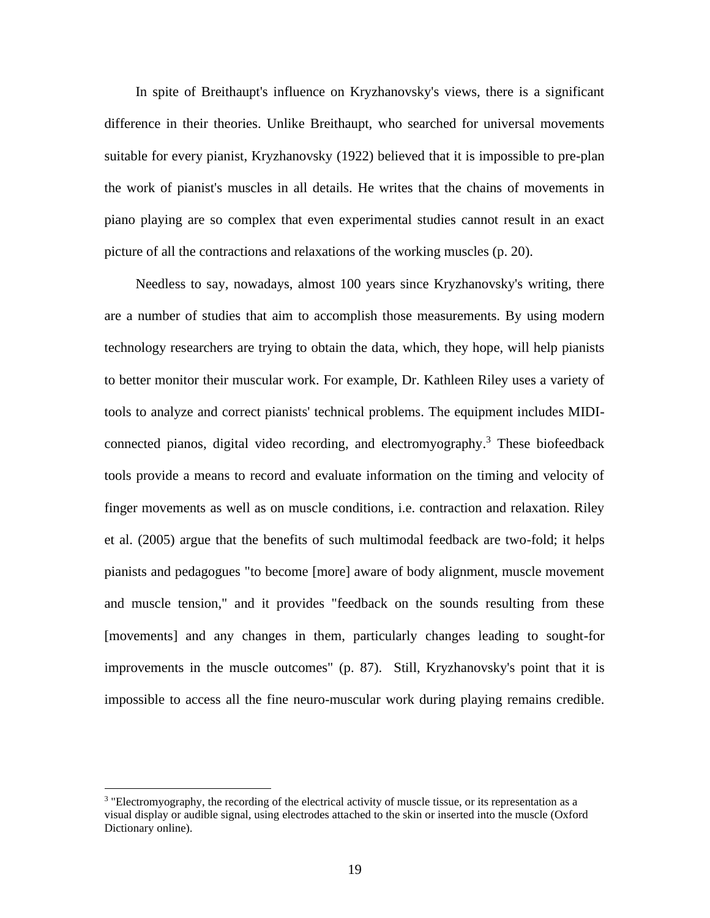In spite of Breithaupt's influence on Kryzhanovsky's views, there is a significant difference in their theories. Unlike Breithaupt, who searched for universal movements suitable for every pianist, Kryzhanovsky (1922) believed that it is impossible to pre-plan the work of pianist's muscles in all details. He writes that the chains of movements in piano playing are so complex that even experimental studies cannot result in an exact picture of all the contractions and relaxations of the working muscles (p. 20).

Needless to say, nowadays, almost 100 years since Kryzhanovsky's writing, there are a number of studies that aim to accomplish those measurements. By using modern technology researchers are trying to obtain the data, which, they hope, will help pianists to better monitor their muscular work. For example, Dr. Kathleen Riley uses a variety of tools to analyze and correct pianists' technical problems. The equipment includes MIDI-connected pianos, digital video recording, and electromyography.[3] These biofeedback tools provide a means to record and evaluate information on the timing and velocity of finger movements as well as on muscle conditions, i.e. contraction and relaxation. Riley et al. (2005) argue that the benefits of such multimodal feedback are two-fold; it helps pianists and pedagogues "to become [more] aware of body alignment, muscle movement and muscle tension," and it provides "feedback on the sounds resulting from these [movements] and any changes in them, particularly changes leading to sought-for improvements in the muscle outcomes" (p. 87). Still, Kryzhanovsky's point that it is impossible to access all the fine neuro-muscular work during playing remains credible.

---

[3] "Electromyography, the recording of the electrical activity of muscle tissue, or its representation as a visual display or audible signal, using electrodes attached to the skin or inserted into the muscle (Oxford Dictionary online).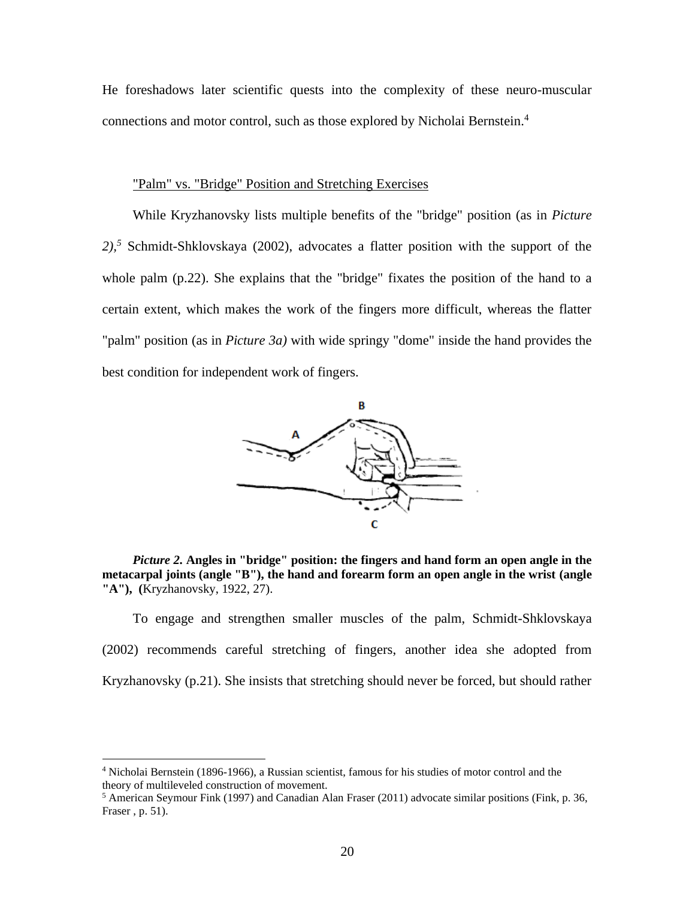He foreshadows later scientific quests into the complexity of these neuro-muscular connections and motor control, such as those explored by Nicholai Bernstein.[4]

"Palm" vs. "Bridge" Position and Stretching Exercises

While Kryzhanovsky lists multiple benefits of the "bridge" position (as in *Picture 2),*[5] Schmidt-Shklovskaya (2002), advocates a flatter position with the support of the whole palm (p.22). She explains that the "bridge" fixates the position of the hand to a certain extent, which makes the work of the fingers more difficult, whereas the flatter "palm" position (as in *Picture 3a)* with wide springy "dome" inside the hand provides the best condition for independent work of fingers.

***Picture 2.* Angles in "bridge" position: the fingers and hand form an open angle in the metacarpal joints (angle "B"), the hand and forearm form an open angle in the wrist (angle "A"), (**Kryzhanovsky, 1922, 27).

To engage and strengthen smaller muscles of the palm, Schmidt-Shklovskaya (2002) recommends careful stretching of fingers, another idea she adopted from Kryzhanovsky (p.21). She insists that stretching should never be forced, but should rather

[4] Nicholai Bernstein (1896-1966), a Russian scientist, famous for his studies of motor control and the theory of multileveled construction of movement.

[5] American Seymour Fink (1997) and Canadian Alan Fraser (2011) advocate similar positions (Fink, p. 36, Fraser , p. 51).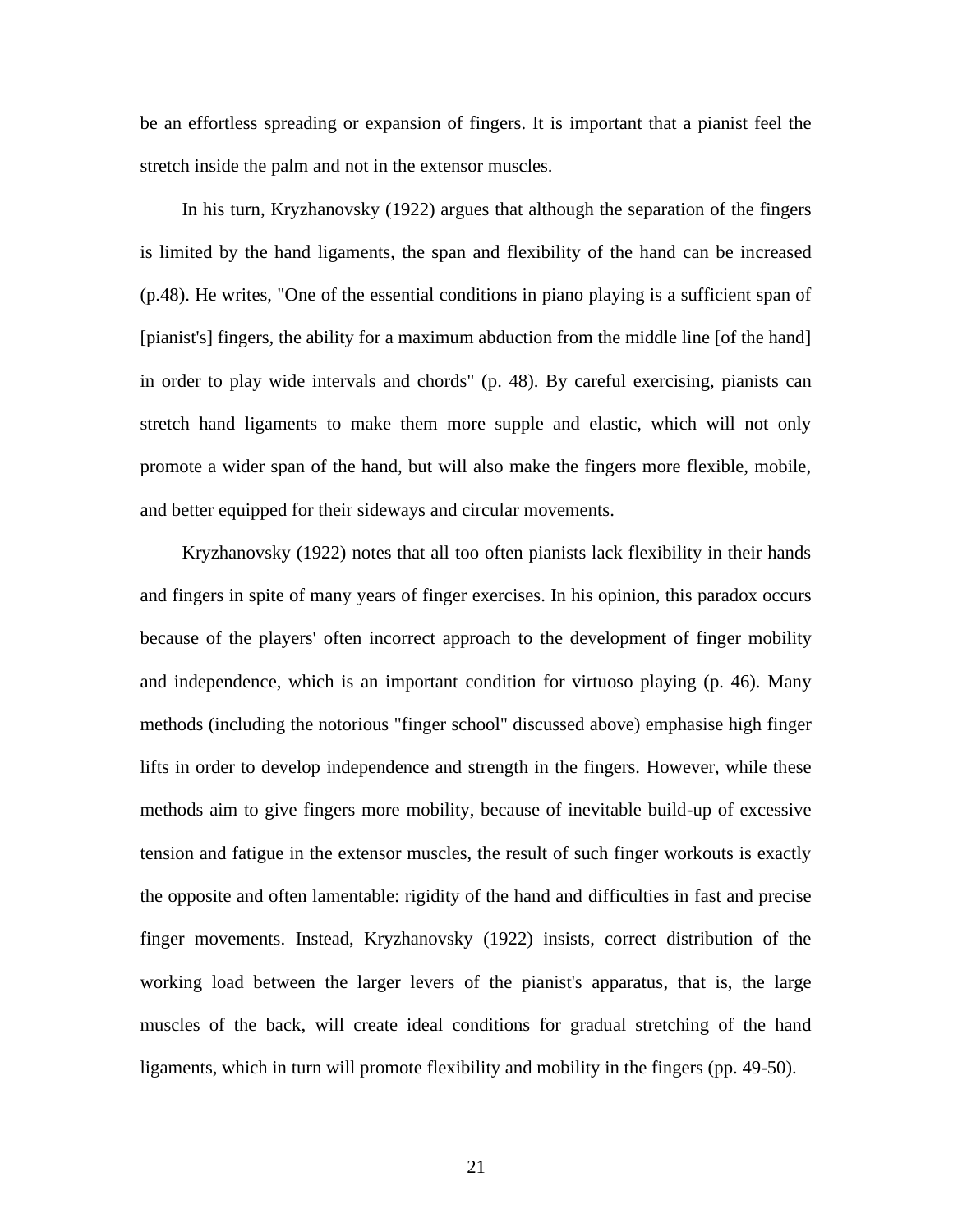be an effortless spreading or expansion of fingers. It is important that a pianist feel the stretch inside the palm and not in the extensor muscles.

In his turn, Kryzhanovsky (1922) argues that although the separation of the fingers is limited by the hand ligaments, the span and flexibility of the hand can be increased (p.48). He writes, "One of the essential conditions in piano playing is a sufficient span of [pianist's] fingers, the ability for a maximum abduction from the middle line [of the hand] in order to play wide intervals and chords" (p. 48). By careful exercising, pianists can stretch hand ligaments to make them more supple and elastic, which will not only promote a wider span of the hand, but will also make the fingers more flexible, mobile, and better equipped for their sideways and circular movements.

Kryzhanovsky (1922) notes that all too often pianists lack flexibility in their hands and fingers in spite of many years of finger exercises. In his opinion, this paradox occurs because of the players' often incorrect approach to the development of finger mobility and independence, which is an important condition for virtuoso playing (p. 46). Many methods (including the notorious "finger school" discussed above) emphasise high finger lifts in order to develop independence and strength in the fingers. However, while these methods aim to give fingers more mobility, because of inevitable build-up of excessive tension and fatigue in the extensor muscles, the result of such finger workouts is exactly the opposite and often lamentable: rigidity of the hand and difficulties in fast and precise finger movements. Instead, Kryzhanovsky (1922) insists, correct distribution of the working load between the larger levers of the pianist's apparatus, that is, the large muscles of the back, will create ideal conditions for gradual stretching of the hand ligaments, which in turn will promote flexibility and mobility in the fingers (pp. 49-50).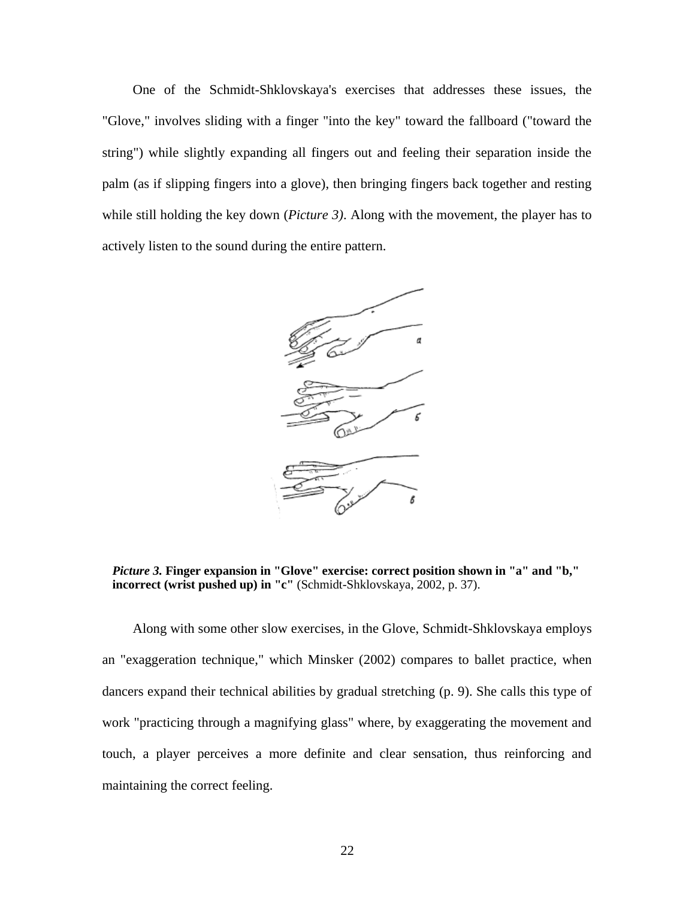One of the Schmidt-Shklovskaya's exercises that addresses these issues, the "Glove," involves sliding with a finger "into the key" toward the fallboard ("toward the string") while slightly expanding all fingers out and feeling their separation inside the palm (as if slipping fingers into a glove), then bringing fingers back together and resting while still holding the key down (*Picture 3)*. Along with the movement, the player has to actively listen to the sound during the entire pattern.

***Picture 3.* Finger expansion in "Glove" exercise: correct position shown in "a" and "b," incorrect (wrist pushed up) in "c"** (Schmidt-Shklovskaya, 2002, p. 37).

Along with some other slow exercises, in the Glove, Schmidt-Shklovskaya employs an "exaggeration technique," which Minsker (2002) compares to ballet practice, when dancers expand their technical abilities by gradual stretching (p. 9). She calls this type of work "practicing through a magnifying glass" where, by exaggerating the movement and touch, a player perceives a more definite and clear sensation, thus reinforcing and maintaining the correct feeling.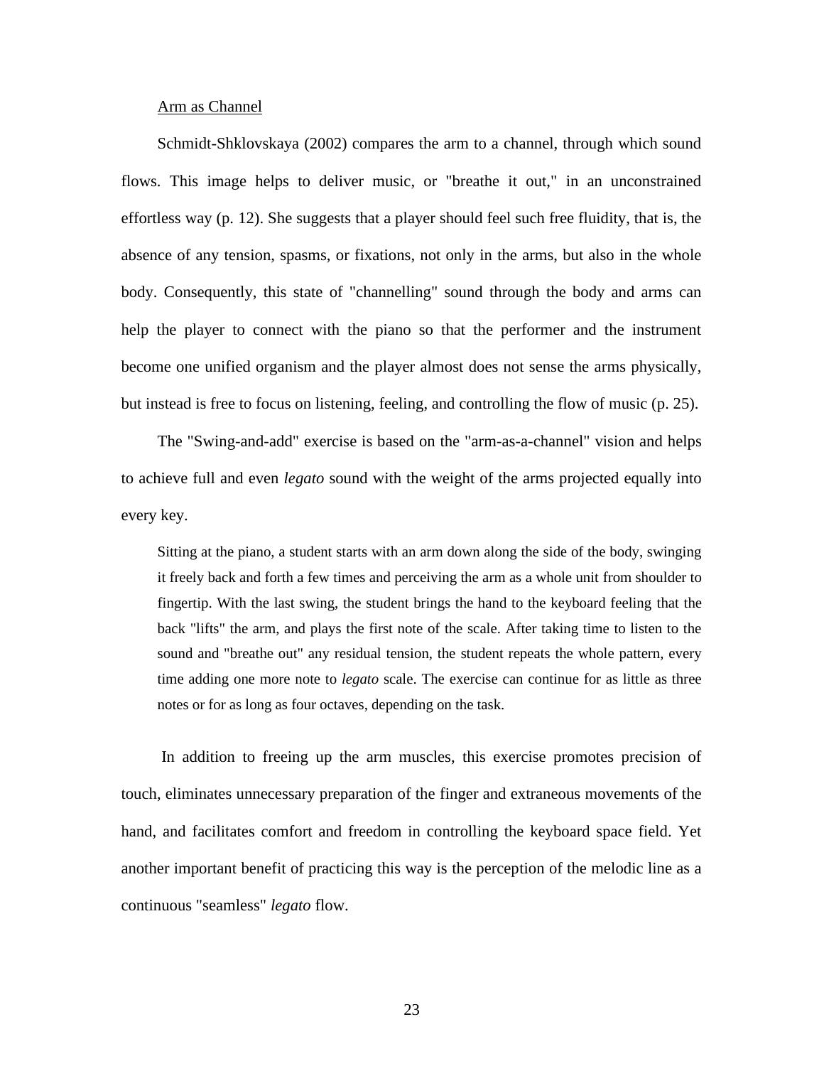Arm as Channel

Schmidt-Shklovskaya (2002) compares the arm to a channel, through which sound flows. This image helps to deliver music, or "breathe it out," in an unconstrained effortless way (p. 12). She suggests that a player should feel such free fluidity, that is, the absence of any tension, spasms, or fixations, not only in the arms, but also in the whole body. Consequently, this state of "channelling" sound through the body and arms can help the player to connect with the piano so that the performer and the instrument become one unified organism and the player almost does not sense the arms physically, but instead is free to focus on listening, feeling, and controlling the flow of music (p. 25).

The "Swing-and-add" exercise is based on the "arm-as-a-channel" vision and helps to achieve full and even *legato* sound with the weight of the arms projected equally into every key.

> Sitting at the piano, a student starts with an arm down along the side of the body, swinging it freely back and forth a few times and perceiving the arm as a whole unit from shoulder to fingertip. With the last swing, the student brings the hand to the keyboard feeling that the back "lifts" the arm, and plays the first note of the scale. After taking time to listen to the sound and "breathe out" any residual tension, the student repeats the whole pattern, every time adding one more note to *legato* scale. The exercise can continue for as little as three notes or for as long as four octaves, depending on the task.

In addition to freeing up the arm muscles, this exercise promotes precision of touch, eliminates unnecessary preparation of the finger and extraneous movements of the hand, and facilitates comfort and freedom in controlling the keyboard space field. Yet another important benefit of practicing this way is the perception of the melodic line as a continuous "seamless" *legato* flow.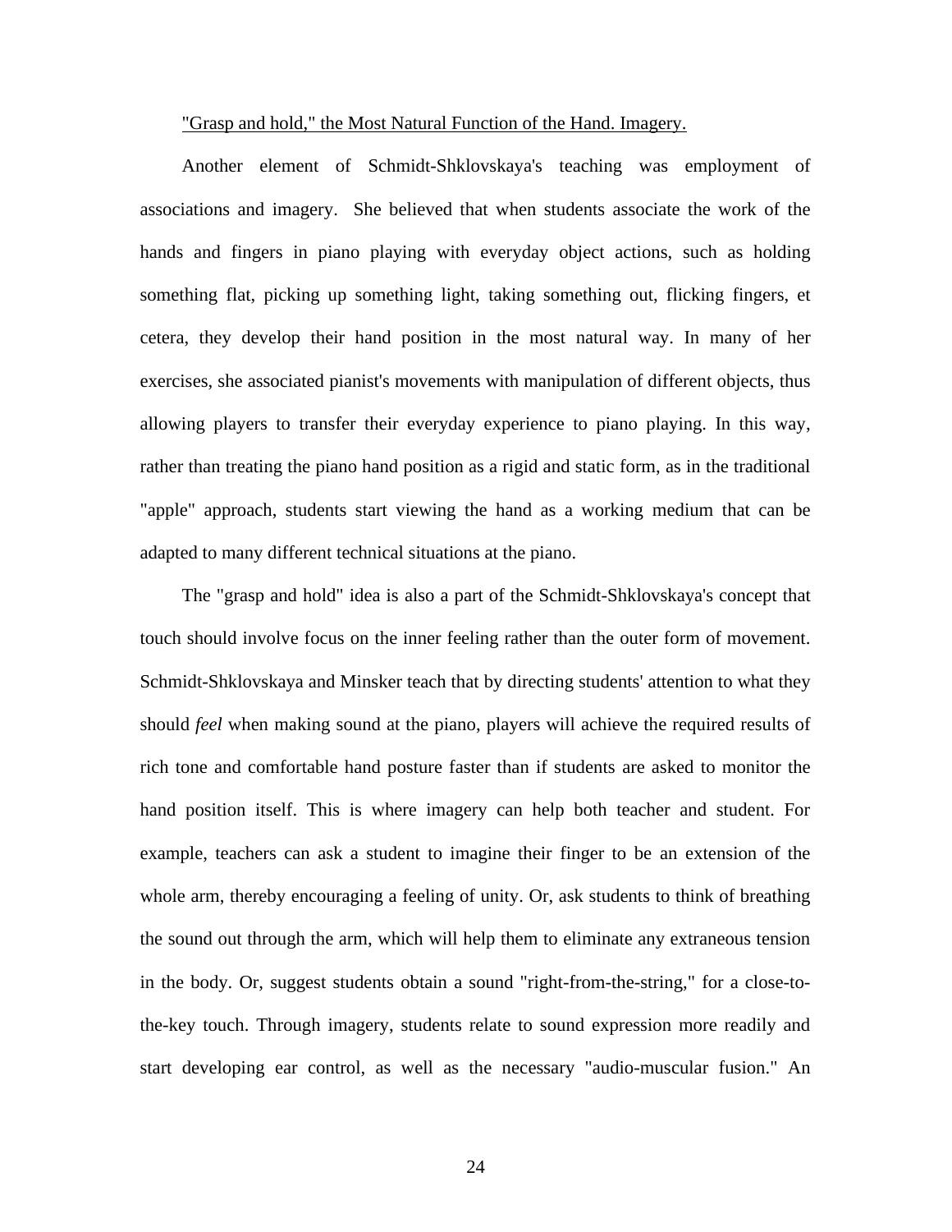<u>"Grasp and hold," the Most Natural Function of the Hand. Imagery.</u>

Another element of Schmidt-Shklovskaya's teaching was employment of associations and imagery. She believed that when students associate the work of the hands and fingers in piano playing with everyday object actions, such as holding something flat, picking up something light, taking something out, flicking fingers, et cetera, they develop their hand position in the most natural way. In many of her exercises, she associated pianist's movements with manipulation of different objects, thus allowing players to transfer their everyday experience to piano playing. In this way, rather than treating the piano hand position as a rigid and static form, as in the traditional "apple" approach, students start viewing the hand as a working medium that can be adapted to many different technical situations at the piano.

The "grasp and hold" idea is also a part of the Schmidt-Shklovskaya's concept that touch should involve focus on the inner feeling rather than the outer form of movement. Schmidt-Shklovskaya and Minsker teach that by directing students' attention to what they should *feel* when making sound at the piano, players will achieve the required results of rich tone and comfortable hand posture faster than if students are asked to monitor the hand position itself. This is where imagery can help both teacher and student. For example, teachers can ask a student to imagine their finger to be an extension of the whole arm, thereby encouraging a feeling of unity. Or, ask students to think of breathing the sound out through the arm, which will help them to eliminate any extraneous tension in the body. Or, suggest students obtain a sound "right-from-the-string," for a close-to-the-key touch. Through imagery, students relate to sound expression more readily and start developing ear control, as well as the necessary "audio-muscular fusion." An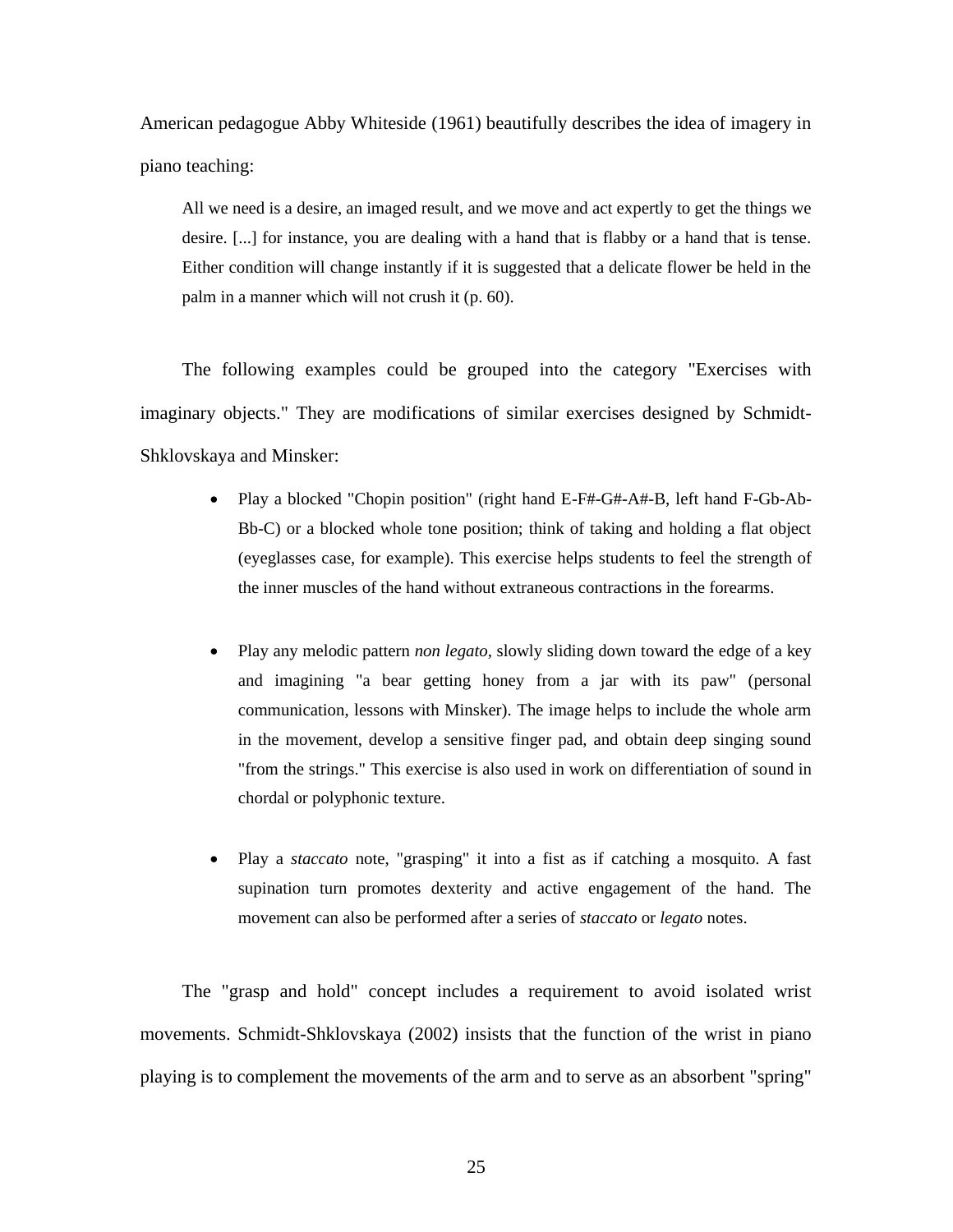American pedagogue Abby Whiteside (1961) beautifully describes the idea of imagery in piano teaching:

> All we need is a desire, an imaged result, and we move and act expertly to get the things we desire. [...] for instance, you are dealing with a hand that is flabby or a hand that is tense. Either condition will change instantly if it is suggested that a delicate flower be held in the palm in a manner which will not crush it (p. 60).

The following examples could be grouped into the category "Exercises with imaginary objects." They are modifications of similar exercises designed by Schmidt-Shklovskaya and Minsker:

- Play a blocked "Chopin position" (right hand E-F#-G#-A#-B, left hand F-Gb-Ab-Bb-C) or a blocked whole tone position; think of taking and holding a flat object (eyeglasses case, for example). This exercise helps students to feel the strength of the inner muscles of the hand without extraneous contractions in the forearms.

- Play any melodic pattern *non legato*, slowly sliding down toward the edge of a key and imagining "a bear getting honey from a jar with its paw" (personal communication, lessons with Minsker). The image helps to include the whole arm in the movement, develop a sensitive finger pad, and obtain deep singing sound "from the strings." This exercise is also used in work on differentiation of sound in chordal or polyphonic texture.

- Play a *staccato* note, "grasping" it into a fist as if catching a mosquito. A fast supination turn promotes dexterity and active engagement of the hand. The movement can also be performed after a series of *staccato* or *legato* notes.

The "grasp and hold" concept includes a requirement to avoid isolated wrist movements. Schmidt-Shklovskaya (2002) insists that the function of the wrist in piano playing is to complement the movements of the arm and to serve as an absorbent "spring"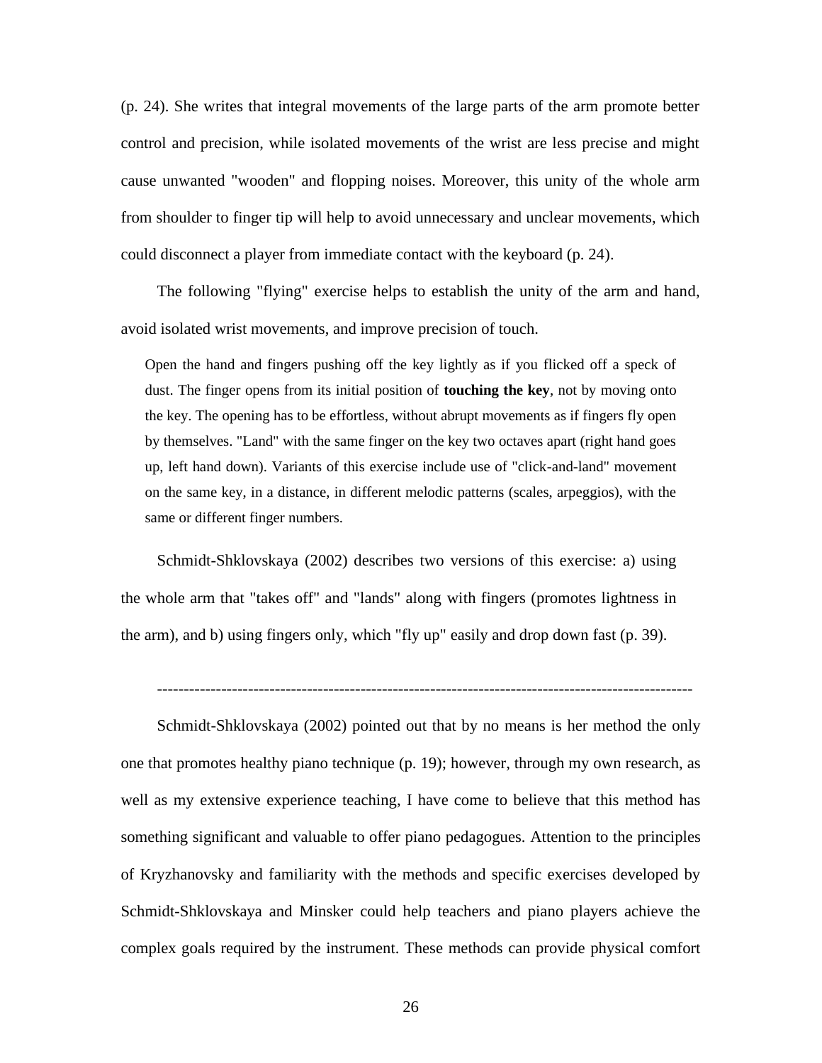(p. 24). She writes that integral movements of the large parts of the arm promote better control and precision, while isolated movements of the wrist are less precise and might cause unwanted "wooden" and flopping noises. Moreover, this unity of the whole arm from shoulder to finger tip will help to avoid unnecessary and unclear movements, which could disconnect a player from immediate contact with the keyboard (p. 24).

The following "flying" exercise helps to establish the unity of the arm and hand, avoid isolated wrist movements, and improve precision of touch.

> Open the hand and fingers pushing off the key lightly as if you flicked off a speck of dust. The finger opens from its initial position of **touching the key**, not by moving onto the key. The opening has to be effortless, without abrupt movements as if fingers fly open by themselves. "Land" with the same finger on the key two octaves apart (right hand goes up, left hand down). Variants of this exercise include use of "click-and-land" movement on the same key, in a distance, in different melodic patterns (scales, arpeggios), with the same or different finger numbers.

Schmidt-Shklovskaya (2002) describes two versions of this exercise: a) using the whole arm that "takes off" and "lands" along with fingers (promotes lightness in the arm), and b) using fingers only, which "fly up" easily and drop down fast (p. 39).

---

Schmidt-Shklovskaya (2002) pointed out that by no means is her method the only one that promotes healthy piano technique (p. 19); however, through my own research, as well as my extensive experience teaching, I have come to believe that this method has something significant and valuable to offer piano pedagogues. Attention to the principles of Kryzhanovsky and familiarity with the methods and specific exercises developed by Schmidt-Shklovskaya and Minsker could help teachers and piano players achieve the complex goals required by the instrument. These methods can provide physical comfort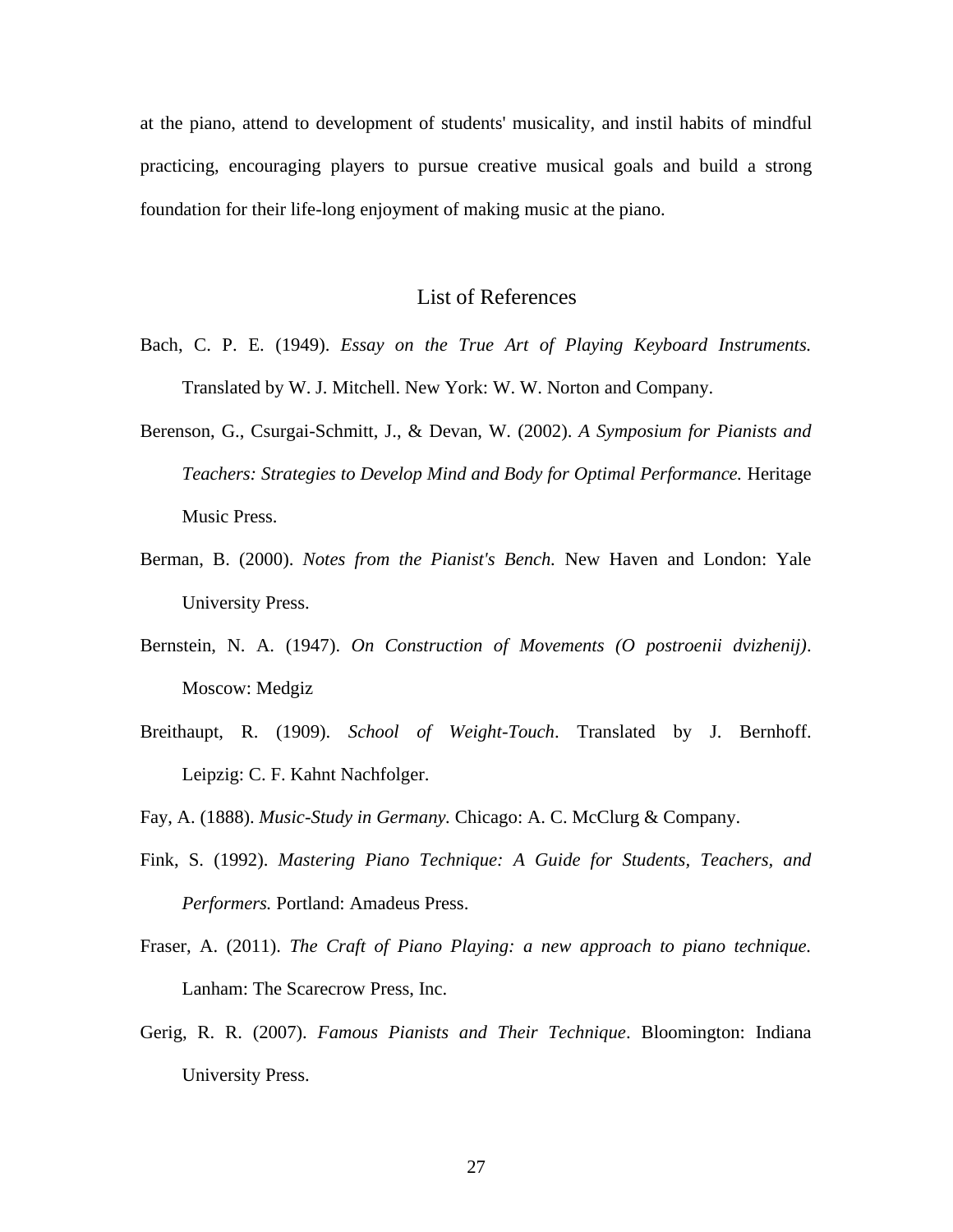at the piano, attend to development of students' musicality, and instil habits of mindful practicing, encouraging players to pursue creative musical goals and build a strong foundation for their life-long enjoyment of making music at the piano.

## List of References

Bach, C. P. E. (1949). *Essay on the True Art of Playing Keyboard Instruments.* Translated by W. J. Mitchell. New York: W. W. Norton and Company.

Berenson, G., Csurgai-Schmitt, J., & Devan, W. (2002). *A Symposium for Pianists and Teachers: Strategies to Develop Mind and Body for Optimal Performance.* Heritage Music Press.

Berman, B. (2000). *Notes from the Pianist's Bench.* New Haven and London: Yale University Press.

Bernstein, N. A. (1947). *On Construction of Movements (O postroenii dvizhenij)*. Moscow: Medgiz

Breithaupt, R. (1909). *School of Weight-Touch*. Translated by J. Bernhoff. Leipzig: C. F. Kahnt Nachfolger.

Fay, A. (1888). *Music-Study in Germany.* Chicago: A. C. McClurg & Company.

Fink, S. (1992). *Mastering Piano Technique: A Guide for Students, Teachers, and Performers.* Portland: Amadeus Press.

Fraser, A. (2011). *The Craft of Piano Playing: a new approach to piano technique.* Lanham: The Scarecrow Press, Inc.

Gerig, R. R. (2007). *Famous Pianists and Their Technique*. Bloomington: Indiana University Press.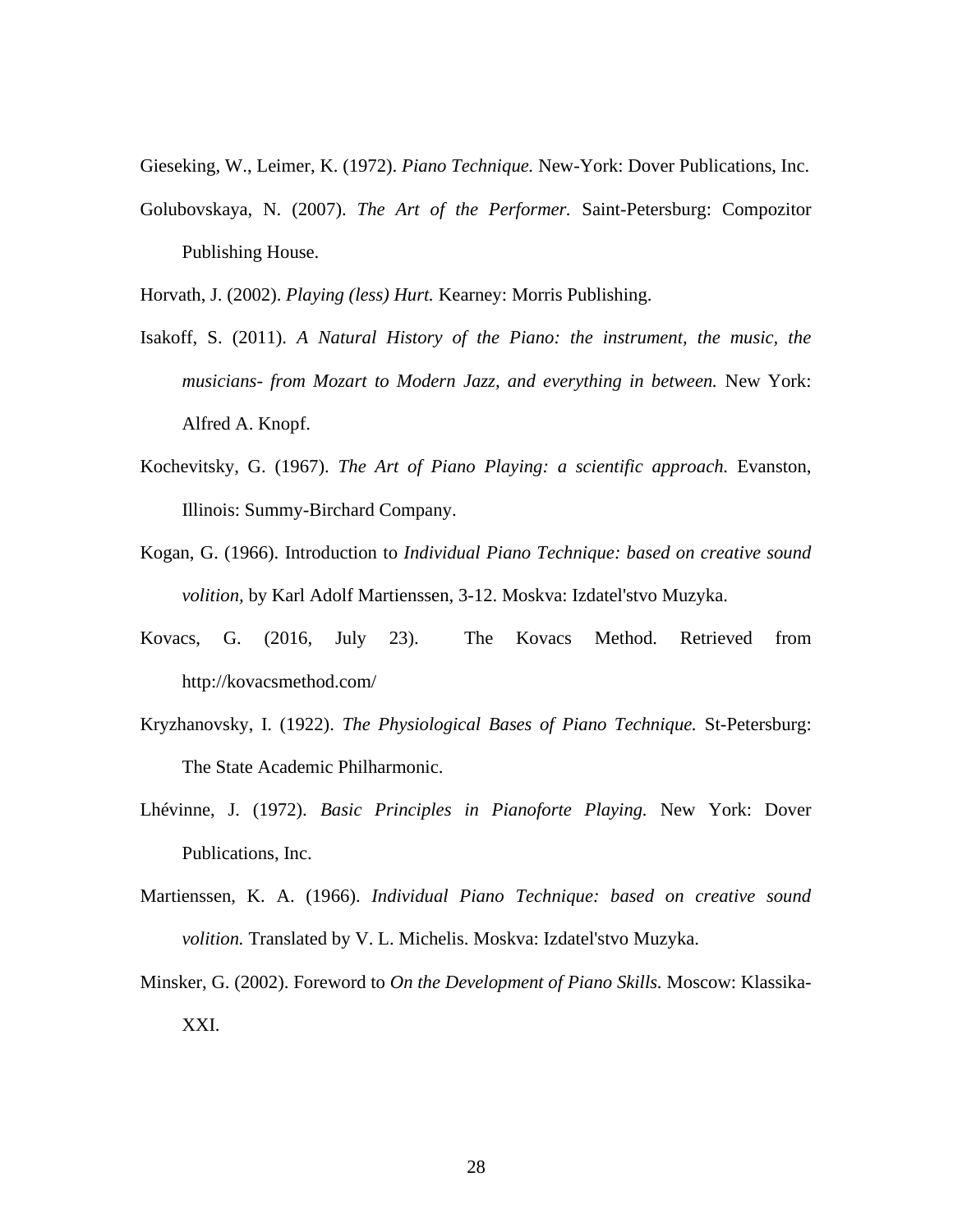Gieseking, W., Leimer, K. (1972). *Piano Technique.* New-York: Dover Publications, Inc.

Golubovskaya, N. (2007). *The Art of the Performer.* Saint-Petersburg: Compozitor Publishing House.

Horvath, J. (2002). *Playing (less) Hurt.* Kearney: Morris Publishing.

Isakoff, S. (2011). *A Natural History of the Piano: the instrument, the music, the musicians- from Mozart to Modern Jazz, and everything in between.* New York: Alfred A. Knopf.

Kochevitsky, G. (1967). *The Art of Piano Playing: a scientific approach.* Evanston, Illinois: Summy-Birchard Company.

Kogan, G. (1966). Introduction to *Individual Piano Technique: based on creative sound volition,* by Karl Adolf Martienssen, 3-12. Moskva: Izdatel'stvo Muzyka.

Kovacs, G. (2016, July 23). The Kovacs Method. Retrieved from http://kovacsmethod.com/

Kryzhanovsky, I. (1922). *The Physiological Bases of Piano Technique.* St-Petersburg: The State Academic Philharmonic.

Lhévinne, J. (1972). *Basic Principles in Pianoforte Playing.* New York: Dover Publications, Inc.

Martienssen, K. A. (1966). *Individual Piano Technique: based on creative sound volition.* Translated by V. L. Michelis. Moskva: Izdatel'stvo Muzyka.

Minsker, G. (2002). Foreword to *On the Development of Piano Skills.* Moscow: Klassika-XXI.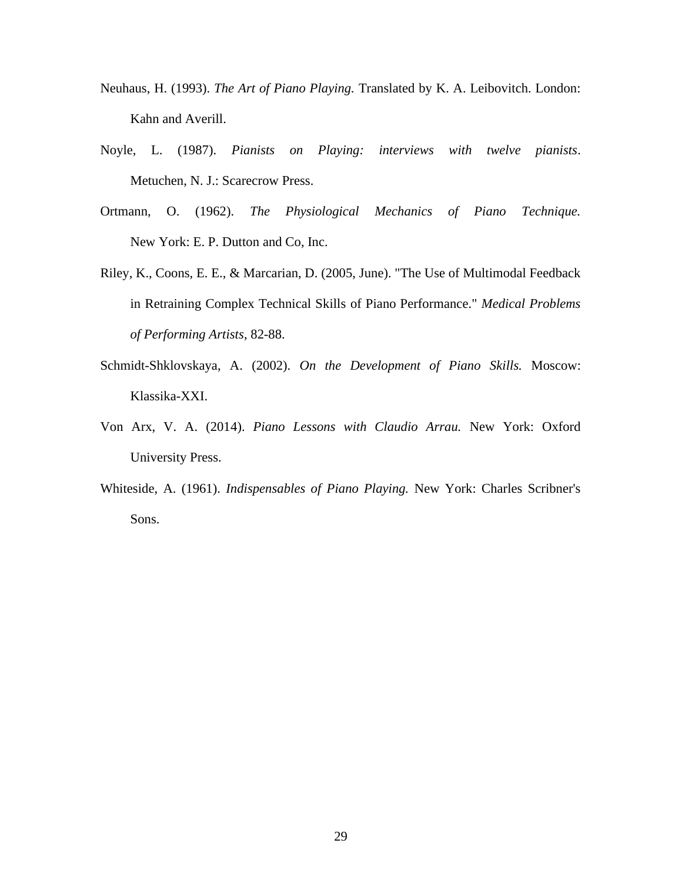Neuhaus, H. (1993). *The Art of Piano Playing.* Translated by K. A. Leibovitch. London: Kahn and Averill.

Noyle, L. (1987). *Pianists on Playing: interviews with twelve pianists*. Metuchen, N. J.: Scarecrow Press.

Ortmann, O. (1962). *The Physiological Mechanics of Piano Technique.* New York: E. P. Dutton and Co, Inc.

Riley, K., Coons, E. E., & Marcarian, D. (2005, June). "The Use of Multimodal Feedback in Retraining Complex Technical Skills of Piano Performance." *Medical Problems of Performing Artists*, 82-88.

Schmidt-Shklovskaya, A. (2002). *On the Development of Piano Skills.* Moscow: Klassika-XXI.

Von Arx, V. A. (2014). *Piano Lessons with Claudio Arrau.* New York: Oxford University Press.

Whiteside, A. (1961). *Indispensables of Piano Playing.* New York: Charles Scribner's Sons.